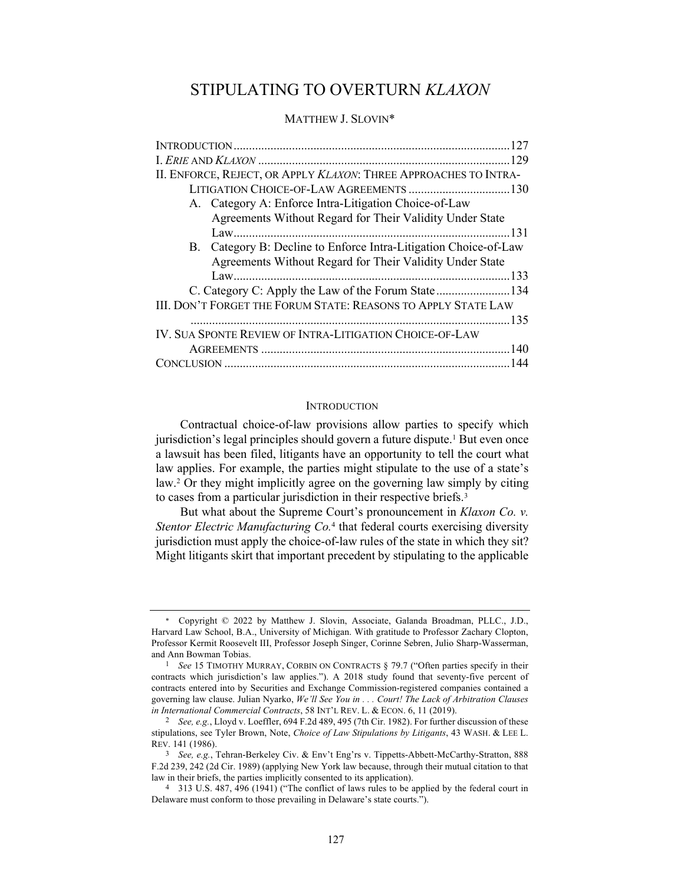# STIPULATING TO OVERTURN *KLAXON*

MATTHEW J. SLOVIN*

INTRODUCTION ..........127
I. *ERIE* AND *KLAXON* ..........129
II. ENFORCE, REJECT, OR APPLY *KLAXON*: THREE APPROACHES TO INTRA-LITIGATION CHOICE-OF-LAW AGREEMENTS ..........130
  A. Category A: Enforce Intra-Litigation Choice-of-Law Agreements Without Regard for Their Validity Under State Law ..........131
  B. Category B: Decline to Enforce Intra-Litigation Choice-of-Law Agreements Without Regard for Their Validity Under State Law ..........133
  C. Category C: Apply the Law of the Forum State ..........134
III. DON'T FORGET THE FORUM STATE: REASONS TO APPLY STATE LAW ..........135
IV. SUA SPONTE REVIEW OF INTRA-LITIGATION CHOICE-OF-LAW AGREEMENTS ..........140
CONCLUSION ..........144

## INTRODUCTION

Contractual choice-of-law provisions allow parties to specify which jurisdiction's legal principles should govern a future dispute.[1] But even once a lawsuit has been filed, litigants have an opportunity to tell the court what law applies. For example, the parties might stipulate to the use of a state's law.[2] Or they might implicitly agree on the governing law simply by citing to cases from a particular jurisdiction in their respective briefs.[3]

But what about the Supreme Court's pronouncement in *Klaxon Co. v. Stentor Electric Manufacturing Co.*[4] that federal courts exercising diversity jurisdiction must apply the choice-of-law rules of the state in which they sit? Might litigants skirt that important precedent by stipulating to the applicable

---

\* Copyright © 2022 by Matthew J. Slovin, Associate, Galanda Broadman, PLLC., J.D., Harvard Law School, B.A., University of Michigan. With gratitude to Professor Zachary Clopton, Professor Kermit Roosevelt III, Professor Joseph Singer, Corinne Sebren, Julio Sharp-Wasserman, and Ann Bowman Tobias.

1 *See* 15 TIMOTHY MURRAY, CORBIN ON CONTRACTS § 79.7 ("Often parties specify in their contracts which jurisdiction's law applies."). A 2018 study found that seventy-five percent of contracts entered into by Securities and Exchange Commission-registered companies contained a governing law clause. Julian Nyarko, *We'll See You in . . . Court! The Lack of Arbitration Clauses in International Commercial Contracts*, 58 INT'L REV. L. & ECON. 6, 11 (2019).

2 *See, e.g.*, Lloyd v. Loeffler, 694 F.2d 489, 495 (7th Cir. 1982). For further discussion of these stipulations, see Tyler Brown, Note, *Choice of Law Stipulations by Litigants*, 43 WASH. & LEE L. REV. 141 (1986).

3 *See, e.g.*, Tehran-Berkeley Civ. & Env't Eng'rs v. Tippetts-Abbett-McCarthy-Stratton, 888 F.2d 239, 242 (2d Cir. 1989) (applying New York law because, through their mutual citation to that law in their briefs, the parties implicitly consented to its application).

4 313 U.S. 487, 496 (1941) ("The conflict of laws rules to be applied by the federal court in Delaware must conform to those prevailing in Delaware's state courts.").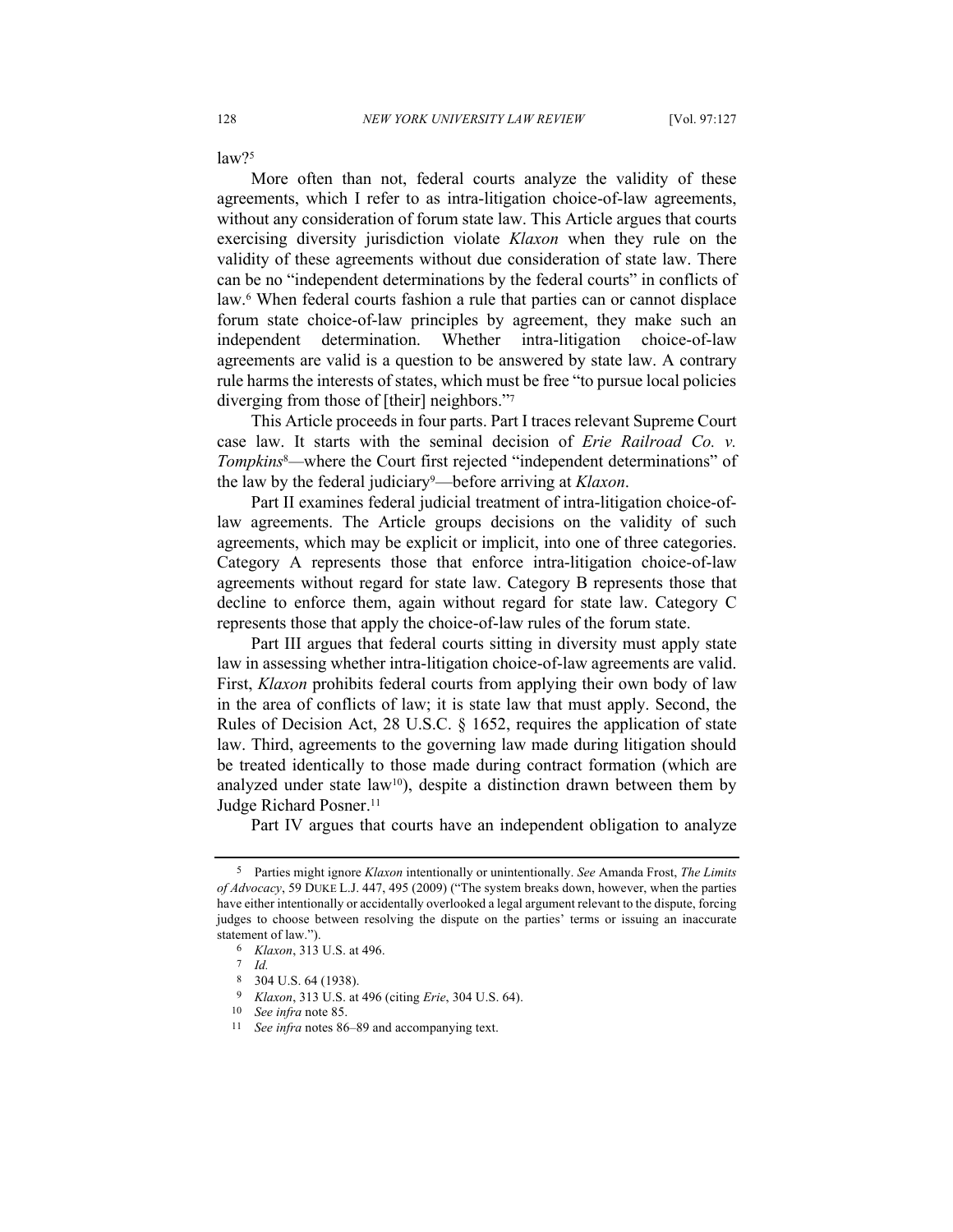law?[5]

More often than not, federal courts analyze the validity of these agreements, which I refer to as intra-litigation choice-of-law agreements, without any consideration of forum state law. This Article argues that courts exercising diversity jurisdiction violate *Klaxon* when they rule on the validity of these agreements without due consideration of state law. There can be no "independent determinations by the federal courts" in conflicts of law.[6] When federal courts fashion a rule that parties can or cannot displace forum state choice-of-law principles by agreement, they make such an independent determination. Whether intra-litigation choice-of-law agreements are valid is a question to be answered by state law. A contrary rule harms the interests of states, which must be free "to pursue local policies diverging from those of [their] neighbors."[7]

This Article proceeds in four parts. Part I traces relevant Supreme Court case law. It starts with the seminal decision of *Erie Railroad Co. v. Tompkins*[8]—where the Court first rejected "independent determinations" of the law by the federal judiciary[9]—before arriving at *Klaxon*.

Part II examines federal judicial treatment of intra-litigation choice-of-law agreements. The Article groups decisions on the validity of such agreements, which may be explicit or implicit, into one of three categories. Category A represents those that enforce intra-litigation choice-of-law agreements without regard for state law. Category B represents those that decline to enforce them, again without regard for state law. Category C represents those that apply the choice-of-law rules of the forum state.

Part III argues that federal courts sitting in diversity must apply state law in assessing whether intra-litigation choice-of-law agreements are valid. First, *Klaxon* prohibits federal courts from applying their own body of law in the area of conflicts of law; it is state law that must apply. Second, the Rules of Decision Act, 28 U.S.C. § 1652, requires the application of state law. Third, agreements to the governing law made during litigation should be treated identically to those made during contract formation (which are analyzed under state law[10]), despite a distinction drawn between them by Judge Richard Posner.[11]

Part IV argues that courts have an independent obligation to analyze

---

5 Parties might ignore *Klaxon* intentionally or unintentionally. *See* Amanda Frost, *The Limits of Advocacy*, 59 DUKE L.J. 447, 495 (2009) ("The system breaks down, however, when the parties have either intentionally or accidentally overlooked a legal argument relevant to the dispute, forcing judges to choose between resolving the dispute on the parties' terms or issuing an inaccurate statement of law.").

6 *Klaxon*, 313 U.S. at 496.

7 *Id.*

8 304 U.S. 64 (1938).

9 *Klaxon*, 313 U.S. at 496 (citing *Erie*, 304 U.S. 64).

10 *See infra* note 85.

11 *See infra* notes 86–89 and accompanying text.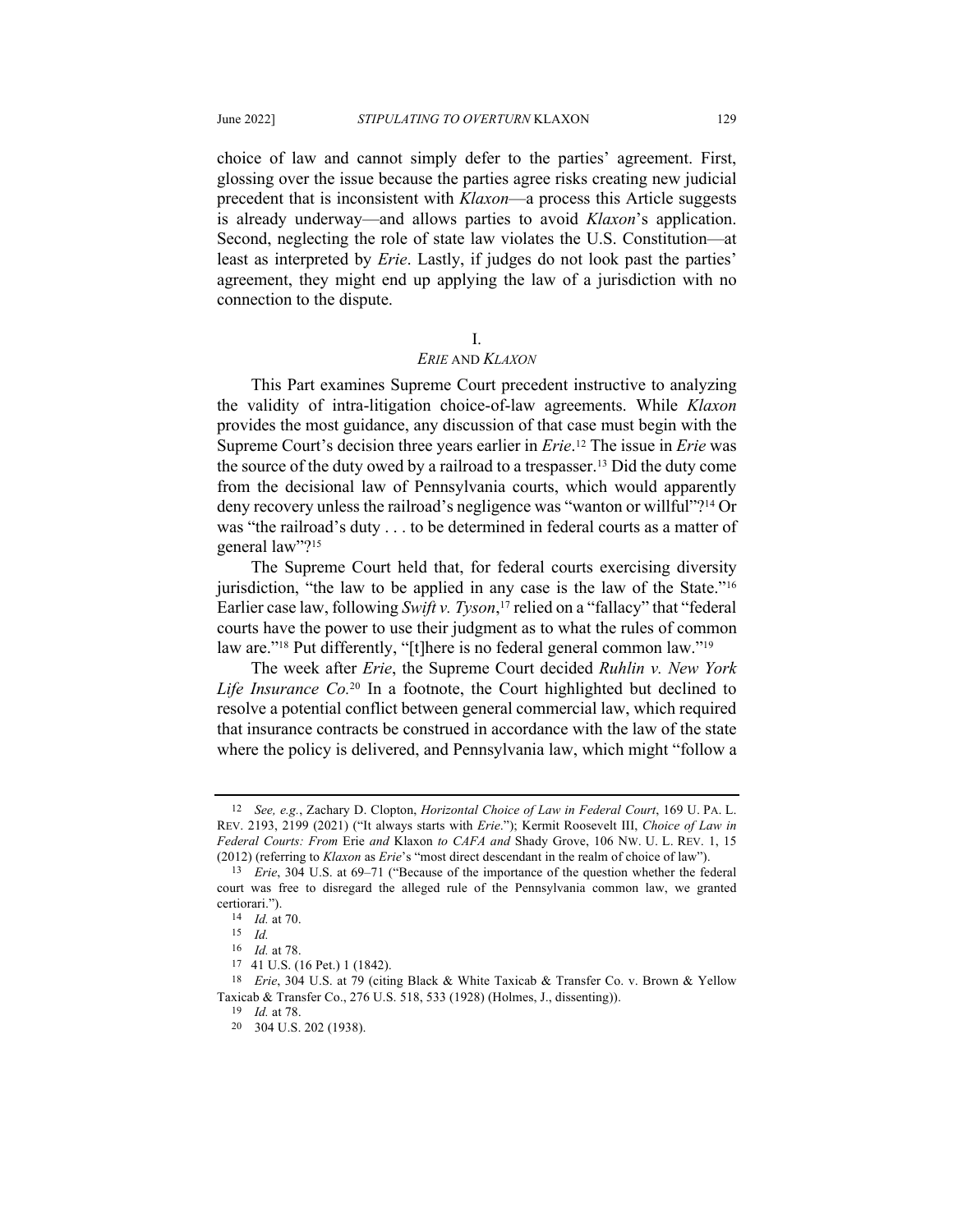choice of law and cannot simply defer to the parties' agreement. First, glossing over the issue because the parties agree risks creating new judicial precedent that is inconsistent with *Klaxon*—a process this Article suggests is already underway—and allows parties to avoid *Klaxon*'s application. Second, neglecting the role of state law violates the U.S. Constitution—at least as interpreted by *Erie*. Lastly, if judges do not look past the parties' agreement, they might end up applying the law of a jurisdiction with no connection to the dispute.

## I.
## *ERIE* AND *KLAXON*

This Part examines Supreme Court precedent instructive to analyzing the validity of intra-litigation choice-of-law agreements. While *Klaxon* provides the most guidance, any discussion of that case must begin with the Supreme Court's decision three years earlier in *Erie*.[12] The issue in *Erie* was the source of the duty owed by a railroad to a trespasser.[13] Did the duty come from the decisional law of Pennsylvania courts, which would apparently deny recovery unless the railroad's negligence was "wanton or willful"?[14] Or was "the railroad's duty . . . to be determined in federal courts as a matter of general law"?[15]

The Supreme Court held that, for federal courts exercising diversity jurisdiction, "the law to be applied in any case is the law of the State."[16] Earlier case law, following *Swift v. Tyson*,[17] relied on a "fallacy" that "federal courts have the power to use their judgment as to what the rules of common law are."[18] Put differently, "[t]here is no federal general common law."[19]

The week after *Erie*, the Supreme Court decided *Ruhlin v. New York Life Insurance Co.*[20] In a footnote, the Court highlighted but declined to resolve a potential conflict between general commercial law, which required that insurance contracts be construed in accordance with the law of the state where the policy is delivered, and Pennsylvania law, which might "follow a

---

12 *See, e.g.*, Zachary D. Clopton, *Horizontal Choice of Law in Federal Court*, 169 U. PA. L. REV. 2193, 2199 (2021) ("It always starts with *Erie*."); Kermit Roosevelt III, *Choice of Law in Federal Courts: From* Erie *and* Klaxon *to CAFA and* Shady Grove, 106 NW. U. L. REV. 1, 15 (2012) (referring to *Klaxon* as *Erie*'s "most direct descendant in the realm of choice of law").

13 *Erie*, 304 U.S. at 69–71 ("Because of the importance of the question whether the federal court was free to disregard the alleged rule of the Pennsylvania common law, we granted certiorari.").

14 *Id.* at 70.

15 *Id.*

16 *Id.* at 78.

17 41 U.S. (16 Pet.) 1 (1842).

18 *Erie*, 304 U.S. at 79 (citing Black & White Taxicab & Transfer Co. v. Brown & Yellow Taxicab & Transfer Co., 276 U.S. 518, 533 (1928) (Holmes, J., dissenting)).

19 *Id.* at 78.

20 304 U.S. 202 (1938).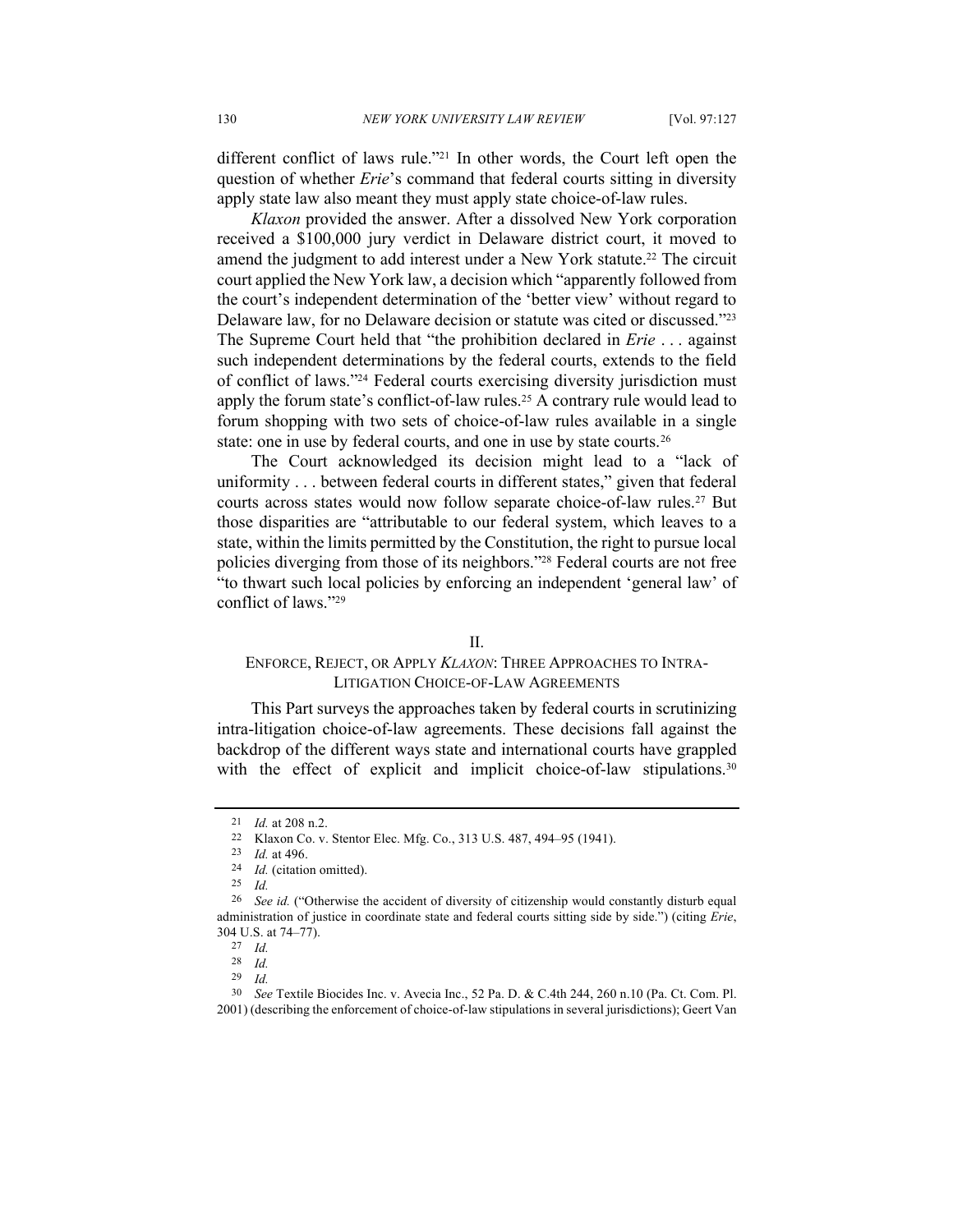different conflict of laws rule."[21] In other words, the Court left open the question of whether *Erie*'s command that federal courts sitting in diversity apply state law also meant they must apply state choice-of-law rules.

*Klaxon* provided the answer. After a dissolved New York corporation received a $100,000 jury verdict in Delaware district court, it moved to amend the judgment to add interest under a New York statute.[22] The circuit court applied the New York law, a decision which "apparently followed from the court's independent determination of the 'better view' without regard to Delaware law, for no Delaware decision or statute was cited or discussed."[23] The Supreme Court held that "the prohibition declared in *Erie* . . . against such independent determinations by the federal courts, extends to the field of conflict of laws."[24] Federal courts exercising diversity jurisdiction must apply the forum state's conflict-of-law rules.[25] A contrary rule would lead to forum shopping with two sets of choice-of-law rules available in a single state: one in use by federal courts, and one in use by state courts.[26]

The Court acknowledged its decision might lead to a "lack of uniformity . . . between federal courts in different states," given that federal courts across states would now follow separate choice-of-law rules.[27] But those disparities are "attributable to our federal system, which leaves to a state, within the limits permitted by the Constitution, the right to pursue local policies diverging from those of its neighbors."[28] Federal courts are not free "to thwart such local policies by enforcing an independent 'general law' of conflict of laws."[29]

## II.
## ENFORCE, REJECT, OR APPLY *KLAXON*: THREE APPROACHES TO INTRA-LITIGATION CHOICE-OF-LAW AGREEMENTS

This Part surveys the approaches taken by federal courts in scrutinizing intra-litigation choice-of-law agreements. These decisions fall against the backdrop of the different ways state and international courts have grappled with the effect of explicit and implicit choice-of-law stipulations.[30]

---

[21] *Id.* at 208 n.2.

[22] Klaxon Co. v. Stentor Elec. Mfg. Co., 313 U.S. 487, 494–95 (1941).

[23] *Id.* at 496.

[24] *Id.* (citation omitted).

[25] *Id.*

[26] *See id.* ("Otherwise the accident of diversity of citizenship would constantly disturb equal administration of justice in coordinate state and federal courts sitting side by side.") (citing *Erie*, 304 U.S. at 74–77).

[27] *Id.*

[28] *Id.*

[29] *Id.*

[30] *See* Textile Biocides Inc. v. Avecia Inc., 52 Pa. D. & C.4th 244, 260 n.10 (Pa. Ct. Com. Pl. 2001) (describing the enforcement of choice-of-law stipulations in several jurisdictions); Geert Van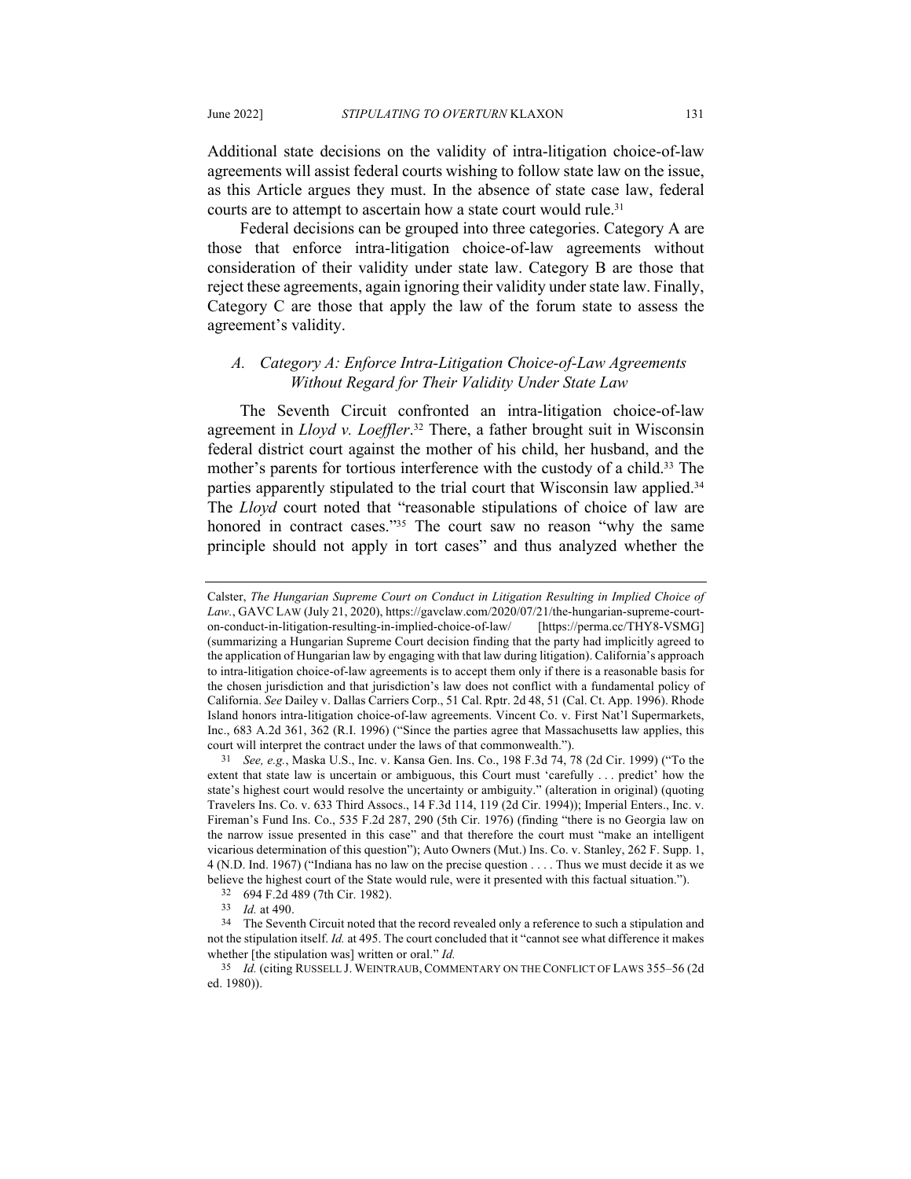Additional state decisions on the validity of intra-litigation choice-of-law agreements will assist federal courts wishing to follow state law on the issue, as this Article argues they must. In the absence of state case law, federal courts are to attempt to ascertain how a state court would rule.[31]

Federal decisions can be grouped into three categories. Category A are those that enforce intra-litigation choice-of-law agreements without consideration of their validity under state law. Category B are those that reject these agreements, again ignoring their validity under state law. Finally, Category C are those that apply the law of the forum state to assess the agreement's validity.

### *A. Category A: Enforce Intra-Litigation Choice-of-Law Agreements Without Regard for Their Validity Under State Law*

The Seventh Circuit confronted an intra-litigation choice-of-law agreement in *Lloyd v. Loeffler*.[32] There, a father brought suit in Wisconsin federal district court against the mother of his child, her husband, and the mother's parents for tortious interference with the custody of a child.[33] The parties apparently stipulated to the trial court that Wisconsin law applied.[34] The *Lloyd* court noted that "reasonable stipulations of choice of law are honored in contract cases."[35] The court saw no reason "why the same principle should not apply in tort cases" and thus analyzed whether the

---

Calster, *The Hungarian Supreme Court on Conduct in Litigation Resulting in Implied Choice of Law.*, GAVC LAW (July 21, 2020), https://gavclaw.com/2020/07/21/the-hungarian-supreme-court-on-conduct-in-litigation-resulting-in-implied-choice-of-law/ [https://perma.cc/THY8-VSMG] (summarizing a Hungarian Supreme Court decision finding that the party had implicitly agreed to the application of Hungarian law by engaging with that law during litigation). California's approach to intra-litigation choice-of-law agreements is to accept them only if there is a reasonable basis for the chosen jurisdiction and that jurisdiction's law does not conflict with a fundamental policy of California. *See* Dailey v. Dallas Carriers Corp., 51 Cal. Rptr. 2d 48, 51 (Cal. Ct. App. 1996). Rhode Island honors intra-litigation choice-of-law agreements. Vincent Co. v. First Nat'l Supermarkets, Inc., 683 A.2d 361, 362 (R.I. 1996) ("Since the parties agree that Massachusetts law applies, this court will interpret the contract under the laws of that commonwealth.").

31 *See, e.g.*, Maska U.S., Inc. v. Kansa Gen. Ins. Co., 198 F.3d 74, 78 (2d Cir. 1999) ("To the extent that state law is uncertain or ambiguous, this Court must 'carefully . . . predict' how the state's highest court would resolve the uncertainty or ambiguity." (alteration in original) (quoting Travelers Ins. Co. v. 633 Third Assocs., 14 F.3d 114, 119 (2d Cir. 1994)); Imperial Enters., Inc. v. Fireman's Fund Ins. Co., 535 F.2d 287, 290 (5th Cir. 1976) (finding "there is no Georgia law on the narrow issue presented in this case" and that therefore the court must "make an intelligent vicarious determination of this question"); Auto Owners (Mut.) Ins. Co. v. Stanley, 262 F. Supp. 1, 4 (N.D. Ind. 1967) ("Indiana has no law on the precise question . . . . Thus we must decide it as we believe the highest court of the State would rule, were it presented with this factual situation.").

32 694 F.2d 489 (7th Cir. 1982).

33 *Id.* at 490.

34 The Seventh Circuit noted that the record revealed only a reference to such a stipulation and not the stipulation itself. *Id.* at 495. The court concluded that it "cannot see what difference it makes whether [the stipulation was] written or oral." *Id.*

35 *Id.* (citing RUSSELL J. WEINTRAUB, COMMENTARY ON THE CONFLICT OF LAWS 355–56 (2d ed. 1980)).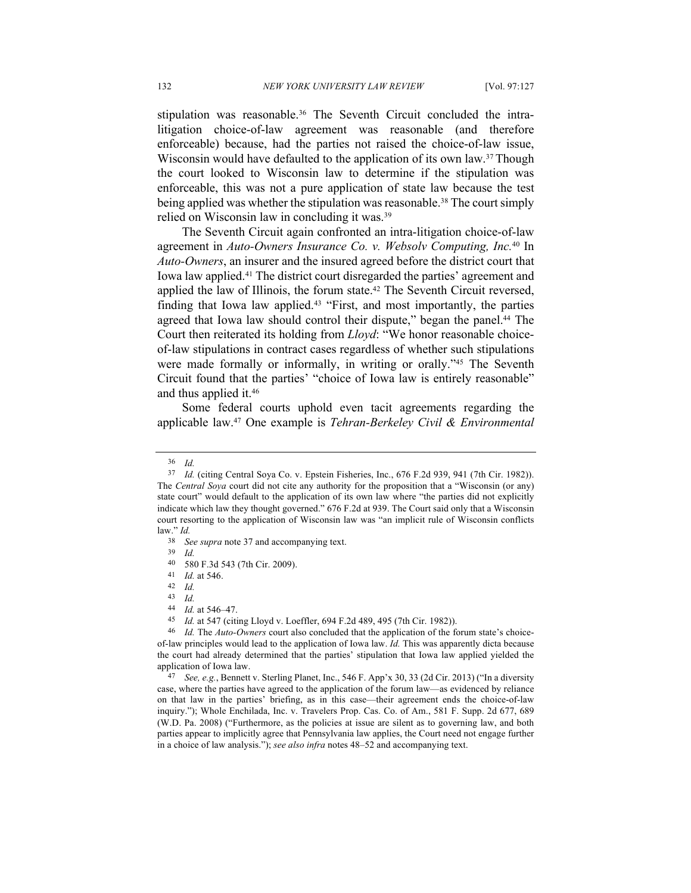stipulation was reasonable.[36] The Seventh Circuit concluded the intra-litigation choice-of-law agreement was reasonable (and therefore enforceable) because, had the parties not raised the choice-of-law issue, Wisconsin would have defaulted to the application of its own law.[37] Though the court looked to Wisconsin law to determine if the stipulation was enforceable, this was not a pure application of state law because the test being applied was whether the stipulation was reasonable.[38] The court simply relied on Wisconsin law in concluding it was.[39]

The Seventh Circuit again confronted an intra-litigation choice-of-law agreement in *Auto-Owners Insurance Co. v. Websolv Computing, Inc.*[40] In *Auto-Owners*, an insurer and the insured agreed before the district court that Iowa law applied.[41] The district court disregarded the parties' agreement and applied the law of Illinois, the forum state.[42] The Seventh Circuit reversed, finding that Iowa law applied.[43] "First, and most importantly, the parties agreed that Iowa law should control their dispute," began the panel.[44] The Court then reiterated its holding from *Lloyd*: "We honor reasonable choice-of-law stipulations in contract cases regardless of whether such stipulations were made formally or informally, in writing or orally."[45] The Seventh Circuit found that the parties' "choice of Iowa law is entirely reasonable" and thus applied it.[46]

Some federal courts uphold even tacit agreements regarding the applicable law.[47] One example is *Tehran-Berkeley Civil & Environmental*

---

[36] *Id.*

[37] *Id.* (citing Central Soya Co. v. Epstein Fisheries, Inc., 676 F.2d 939, 941 (7th Cir. 1982)). The *Central Soya* court did not cite any authority for the proposition that a "Wisconsin (or any) state court" would default to the application of its own law where "the parties did not explicitly indicate which law they thought governed." 676 F.2d at 939. The Court said only that a Wisconsin court resorting to the application of Wisconsin law was "an implicit rule of Wisconsin conflicts law." *Id.*

[38] *See supra* note 37 and accompanying text.

[39] *Id.*

[40] 580 F.3d 543 (7th Cir. 2009).

[41] *Id.* at 546.

[42] *Id.*

[43] *Id.*

[44] *Id.* at 546–47.

[45] *Id.* at 547 (citing Lloyd v. Loeffler, 694 F.2d 489, 495 (7th Cir. 1982)).

[46] *Id.* The *Auto-Owners* court also concluded that the application of the forum state's choice-of-law principles would lead to the application of Iowa law. *Id.* This was apparently dicta because the court had already determined that the parties' stipulation that Iowa law applied yielded the application of Iowa law.

[47] *See, e.g.*, Bennett v. Sterling Planet, Inc., 546 F. App'x 30, 33 (2d Cir. 2013) ("In a diversity case, where the parties have agreed to the application of the forum law—as evidenced by reliance on that law in the parties' briefing, as in this case—their agreement ends the choice-of-law inquiry."); Whole Enchilada, Inc. v. Travelers Prop. Cas. Co. of Am., 581 F. Supp. 2d 677, 689 (W.D. Pa. 2008) ("Furthermore, as the policies at issue are silent as to governing law, and both parties appear to implicitly agree that Pennsylvania law applies, the Court need not engage further in a choice of law analysis."); *see also infra* notes 48–52 and accompanying text.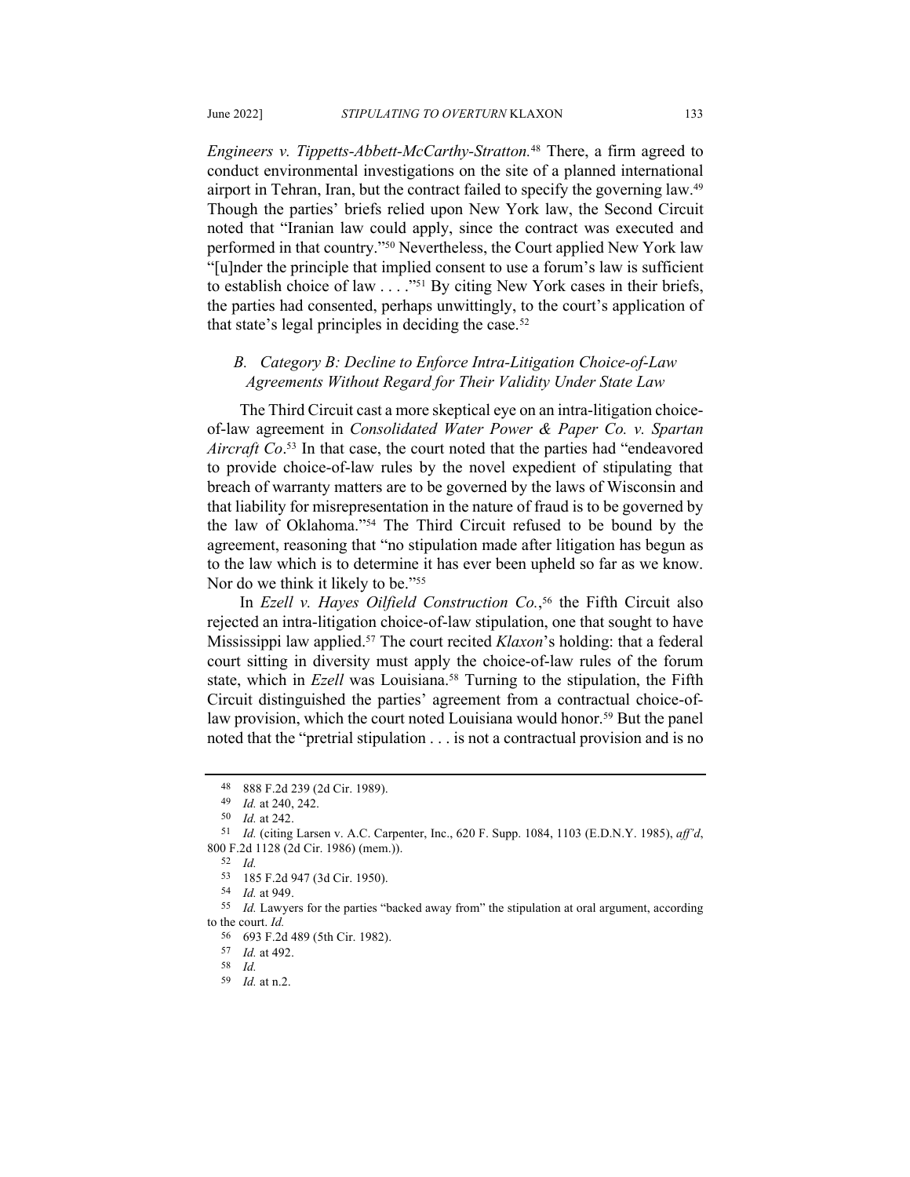*Engineers v. Tippetts-Abbett-McCarthy-Stratton.*[48] There, a firm agreed to conduct environmental investigations on the site of a planned international airport in Tehran, Iran, but the contract failed to specify the governing law.[49] Though the parties' briefs relied upon New York law, the Second Circuit noted that "Iranian law could apply, since the contract was executed and performed in that country."[50] Nevertheless, the Court applied New York law "[u]nder the principle that implied consent to use a forum's law is sufficient to establish choice of law . . . ."[51] By citing New York cases in their briefs, the parties had consented, perhaps unwittingly, to the court's application of that state's legal principles in deciding the case.[52]

### *B. Category B: Decline to Enforce Intra-Litigation Choice-of-Law Agreements Without Regard for Their Validity Under State Law*

The Third Circuit cast a more skeptical eye on an intra-litigation choice-of-law agreement in *Consolidated Water Power & Paper Co. v. Spartan Aircraft Co*.[53] In that case, the court noted that the parties had "endeavored to provide choice-of-law rules by the novel expedient of stipulating that breach of warranty matters are to be governed by the laws of Wisconsin and that liability for misrepresentation in the nature of fraud is to be governed by the law of Oklahoma."[54] The Third Circuit refused to be bound by the agreement, reasoning that "no stipulation made after litigation has begun as to the law which is to determine it has ever been upheld so far as we know. Nor do we think it likely to be."[55]

In *Ezell v. Hayes Oilfield Construction Co.*,[56] the Fifth Circuit also rejected an intra-litigation choice-of-law stipulation, one that sought to have Mississippi law applied.[57] The court recited *Klaxon*'s holding: that a federal court sitting in diversity must apply the choice-of-law rules of the forum state, which in *Ezell* was Louisiana.[58] Turning to the stipulation, the Fifth Circuit distinguished the parties' agreement from a contractual choice-of-law provision, which the court noted Louisiana would honor.[59] But the panel noted that the "pretrial stipulation . . . is not a contractual provision and is no

---

48 888 F.2d 239 (2d Cir. 1989).

49 *Id.* at 240, 242.

50 *Id.* at 242.

51 *Id.* (citing Larsen v. A.C. Carpenter, Inc., 620 F. Supp. 1084, 1103 (E.D.N.Y. 1985), *aff'd*, 800 F.2d 1128 (2d Cir. 1986) (mem.)).

52 *Id.*

53 185 F.2d 947 (3d Cir. 1950).

54 *Id.* at 949.

55 *Id.* Lawyers for the parties "backed away from" the stipulation at oral argument, according to the court. *Id.*

56 693 F.2d 489 (5th Cir. 1982).

57 *Id.* at 492.

58 *Id.*

59 *Id.* at n.2.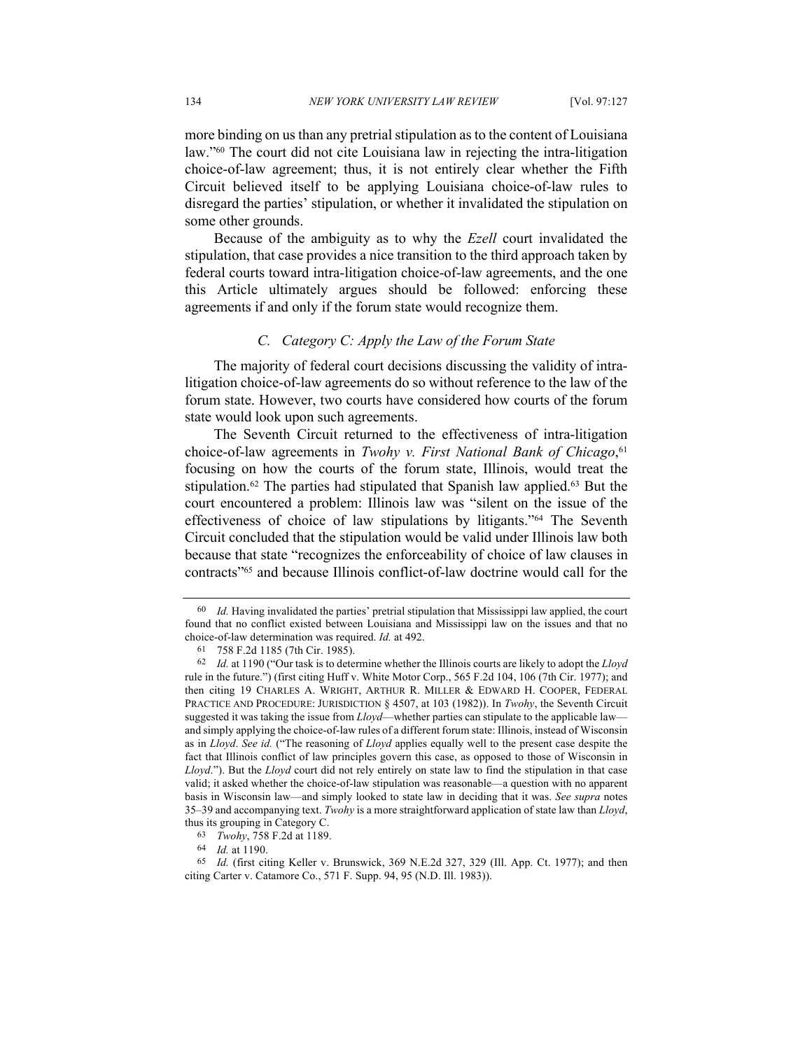more binding on us than any pretrial stipulation as to the content of Louisiana law."[60] The court did not cite Louisiana law in rejecting the intra-litigation choice-of-law agreement; thus, it is not entirely clear whether the Fifth Circuit believed itself to be applying Louisiana choice-of-law rules to disregard the parties' stipulation, or whether it invalidated the stipulation on some other grounds.

Because of the ambiguity as to why the *Ezell* court invalidated the stipulation, that case provides a nice transition to the third approach taken by federal courts toward intra-litigation choice-of-law agreements, and the one this Article ultimately argues should be followed: enforcing these agreements if and only if the forum state would recognize them.

### *C. Category C: Apply the Law of the Forum State*

The majority of federal court decisions discussing the validity of intra-litigation choice-of-law agreements do so without reference to the law of the forum state. However, two courts have considered how courts of the forum state would look upon such agreements.

The Seventh Circuit returned to the effectiveness of intra-litigation choice-of-law agreements in *Twohy v. First National Bank of Chicago*,[61] focusing on how the courts of the forum state, Illinois, would treat the stipulation.[62] The parties had stipulated that Spanish law applied.[63] But the court encountered a problem: Illinois law was "silent on the issue of the effectiveness of choice of law stipulations by litigants."[64] The Seventh Circuit concluded that the stipulation would be valid under Illinois law both because that state "recognizes the enforceability of choice of law clauses in contracts"[65] and because Illinois conflict-of-law doctrine would call for the

---

60 *Id.* Having invalidated the parties' pretrial stipulation that Mississippi law applied, the court found that no conflict existed between Louisiana and Mississippi law on the issues and that no choice-of-law determination was required. *Id.* at 492.

61 758 F.2d 1185 (7th Cir. 1985).

62 *Id.* at 1190 ("Our task is to determine whether the Illinois courts are likely to adopt the *Lloyd* rule in the future.") (first citing Huff v. White Motor Corp., 565 F.2d 104, 106 (7th Cir. 1977); and then citing 19 CHARLES A. WRIGHT, ARTHUR R. MILLER & EDWARD H. COOPER, FEDERAL PRACTICE AND PROCEDURE: JURISDICTION § 4507, at 103 (1982)). In *Twohy*, the Seventh Circuit suggested it was taking the issue from *Lloyd*—whether parties can stipulate to the applicable law—and simply applying the choice-of-law rules of a different forum state: Illinois, instead of Wisconsin as in *Lloyd*. *See id.* ("The reasoning of *Lloyd* applies equally well to the present case despite the fact that Illinois conflict of law principles govern this case, as opposed to those of Wisconsin in *Lloyd*."). But the *Lloyd* court did not rely entirely on state law to find the stipulation in that case valid; it asked whether the choice-of-law stipulation was reasonable—a question with no apparent basis in Wisconsin law—and simply looked to state law in deciding that it was. *See supra* notes 35–39 and accompanying text. *Twohy* is a more straightforward application of state law than *Lloyd*, thus its grouping in Category C.

63 *Twohy*, 758 F.2d at 1189.

64 *Id.* at 1190.

65 *Id.* (first citing Keller v. Brunswick, 369 N.E.2d 327, 329 (Ill. App. Ct. 1977); and then citing Carter v. Catamore Co., 571 F. Supp. 94, 95 (N.D. Ill. 1983)).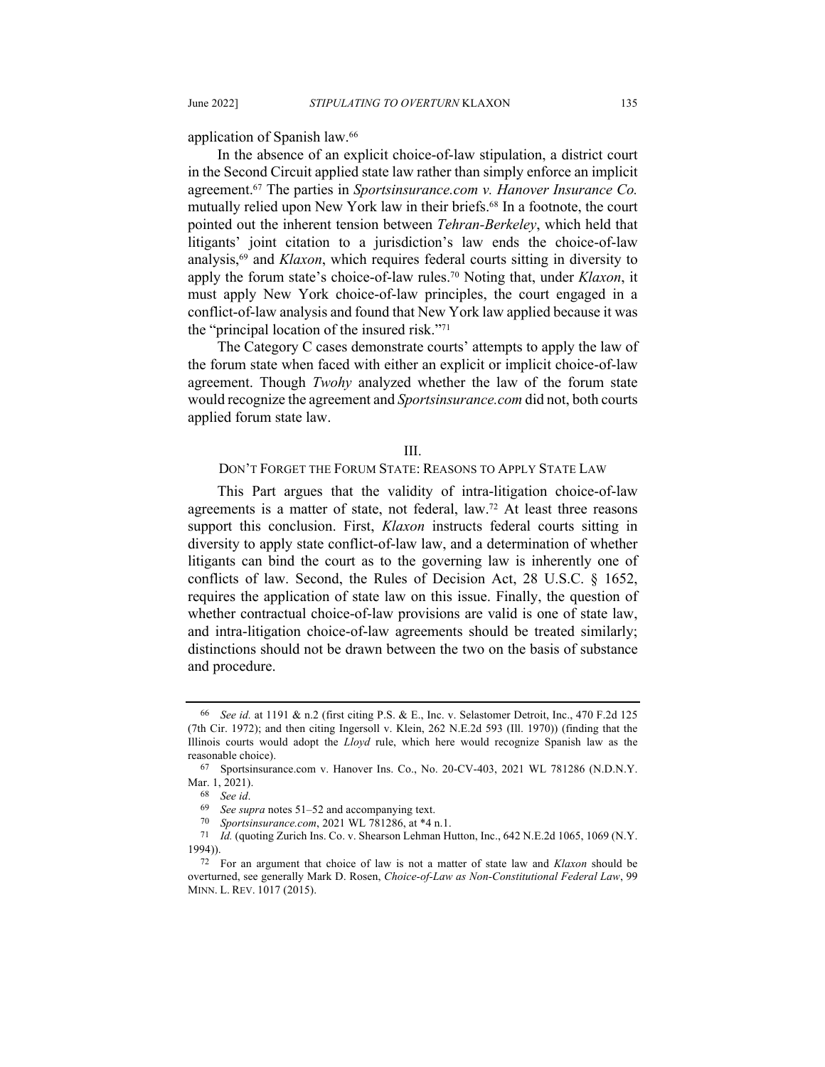application of Spanish law.[66]

In the absence of an explicit choice-of-law stipulation, a district court in the Second Circuit applied state law rather than simply enforce an implicit agreement.[67] The parties in *Sportsinsurance.com v. Hanover Insurance Co.* mutually relied upon New York law in their briefs.[68] In a footnote, the court pointed out the inherent tension between *Tehran-Berkeley*, which held that litigants' joint citation to a jurisdiction's law ends the choice-of-law analysis,[69] and *Klaxon*, which requires federal courts sitting in diversity to apply the forum state's choice-of-law rules.[70] Noting that, under *Klaxon*, it must apply New York choice-of-law principles, the court engaged in a conflict-of-law analysis and found that New York law applied because it was the "principal location of the insured risk."[71]

The Category C cases demonstrate courts' attempts to apply the law of the forum state when faced with either an explicit or implicit choice-of-law agreement. Though *Twohy* analyzed whether the law of the forum state would recognize the agreement and *Sportsinsurance.com* did not, both courts applied forum state law.

## III.
## DON'T FORGET THE FORUM STATE: REASONS TO APPLY STATE LAW

This Part argues that the validity of intra-litigation choice-of-law agreements is a matter of state, not federal, law.[72] At least three reasons support this conclusion. First, *Klaxon* instructs federal courts sitting in diversity to apply state conflict-of-law law, and a determination of whether litigants can bind the court as to the governing law is inherently one of conflicts of law. Second, the Rules of Decision Act, 28 U.S.C. § 1652, requires the application of state law on this issue. Finally, the question of whether contractual choice-of-law provisions are valid is one of state law, and intra-litigation choice-of-law agreements should be treated similarly; distinctions should not be drawn between the two on the basis of substance and procedure.

---

[66] *See id.* at 1191 & n.2 (first citing P.S. & E., Inc. v. Selastomer Detroit, Inc., 470 F.2d 125 (7th Cir. 1972); and then citing Ingersoll v. Klein, 262 N.E.2d 593 (Ill. 1970)) (finding that the Illinois courts would adopt the *Lloyd* rule, which here would recognize Spanish law as the reasonable choice).

[67] Sportsinsurance.com v. Hanover Ins. Co., No. 20-CV-403, 2021 WL 781286 (N.D.N.Y. Mar. 1, 2021).

[68] *See id*.

[69] *See supra* notes 51–52 and accompanying text.

[70] *Sportsinsurance.com*, 2021 WL 781286, at *4 n.1.

[71] *Id.* (quoting Zurich Ins. Co. v. Shearson Lehman Hutton, Inc., 642 N.E.2d 1065, 1069 (N.Y. 1994)).

[72] For an argument that choice of law is not a matter of state law and *Klaxon* should be overturned, see generally Mark D. Rosen, *Choice-of-Law as Non-Constitutional Federal Law*, 99 MINN. L. REV. 1017 (2015).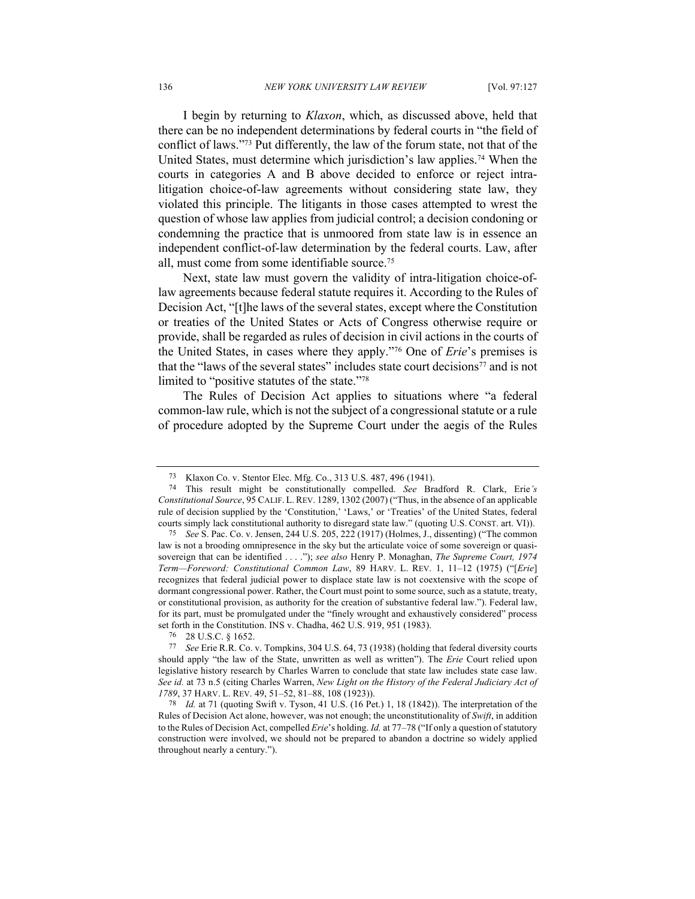I begin by returning to *Klaxon*, which, as discussed above, held that there can be no independent determinations by federal courts in "the field of conflict of laws."[73] Put differently, the law of the forum state, not that of the United States, must determine which jurisdiction's law applies.[74] When the courts in categories A and B above decided to enforce or reject intra-litigation choice-of-law agreements without considering state law, they violated this principle. The litigants in those cases attempted to wrest the question of whose law applies from judicial control; a decision condoning or condemning the practice that is unmoored from state law is in essence an independent conflict-of-law determination by the federal courts. Law, after all, must come from some identifiable source.[75]

Next, state law must govern the validity of intra-litigation choice-of-law agreements because federal statute requires it. According to the Rules of Decision Act, "[t]he laws of the several states, except where the Constitution or treaties of the United States or Acts of Congress otherwise require or provide, shall be regarded as rules of decision in civil actions in the courts of the United States, in cases where they apply."[76] One of *Erie*'s premises is that the "laws of the several states" includes state court decisions[77] and is not limited to "positive statutes of the state."[78]

The Rules of Decision Act applies to situations where "a federal common-law rule, which is not the subject of a congressional statute or a rule of procedure adopted by the Supreme Court under the aegis of the Rules

---

73 Klaxon Co. v. Stentor Elec. Mfg. Co., 313 U.S. 487, 496 (1941).

74 This result might be constitutionally compelled. *See* Bradford R. Clark, Erie*'s Constitutional Source*, 95 CALIF. L. REV. 1289, 1302 (2007) ("Thus, in the absence of an applicable rule of decision supplied by the 'Constitution,' 'Laws,' or 'Treaties' of the United States, federal courts simply lack constitutional authority to disregard state law." (quoting U.S. CONST. art. VI)).

75 *See* S. Pac. Co. v. Jensen, 244 U.S. 205, 222 (1917) (Holmes, J., dissenting) ("The common law is not a brooding omnipresence in the sky but the articulate voice of some sovereign or quasi-sovereign that can be identified . . . ."); *see also* Henry P. Monaghan, *The Supreme Court, 1974 Term—Foreword: Constitutional Common Law*, 89 HARV. L. REV. 1, 11–12 (1975) ("[*Erie*] recognizes that federal judicial power to displace state law is not coextensive with the scope of dormant congressional power. Rather, the Court must point to some source, such as a statute, treaty, or constitutional provision, as authority for the creation of substantive federal law."). Federal law, for its part, must be promulgated under the "finely wrought and exhaustively considered" process set forth in the Constitution. INS v. Chadha, 462 U.S. 919, 951 (1983).

76 28 U.S.C. § 1652.

77 *See* Erie R.R. Co. v. Tompkins, 304 U.S. 64, 73 (1938) (holding that federal diversity courts should apply "the law of the State, unwritten as well as written"). The *Erie* Court relied upon legislative history research by Charles Warren to conclude that state law includes state case law. *See id.* at 73 n.5 (citing Charles Warren, *New Light on the History of the Federal Judiciary Act of 1789*, 37 HARV. L. REV. 49, 51–52, 81–88, 108 (1923)).

78 *Id.* at 71 (quoting Swift v. Tyson, 41 U.S. (16 Pet.) 1, 18 (1842)). The interpretation of the Rules of Decision Act alone, however, was not enough; the unconstitutionality of *Swift*, in addition to the Rules of Decision Act, compelled *Erie*'s holding. *Id.* at 77–78 ("If only a question of statutory construction were involved, we should not be prepared to abandon a doctrine so widely applied throughout nearly a century.").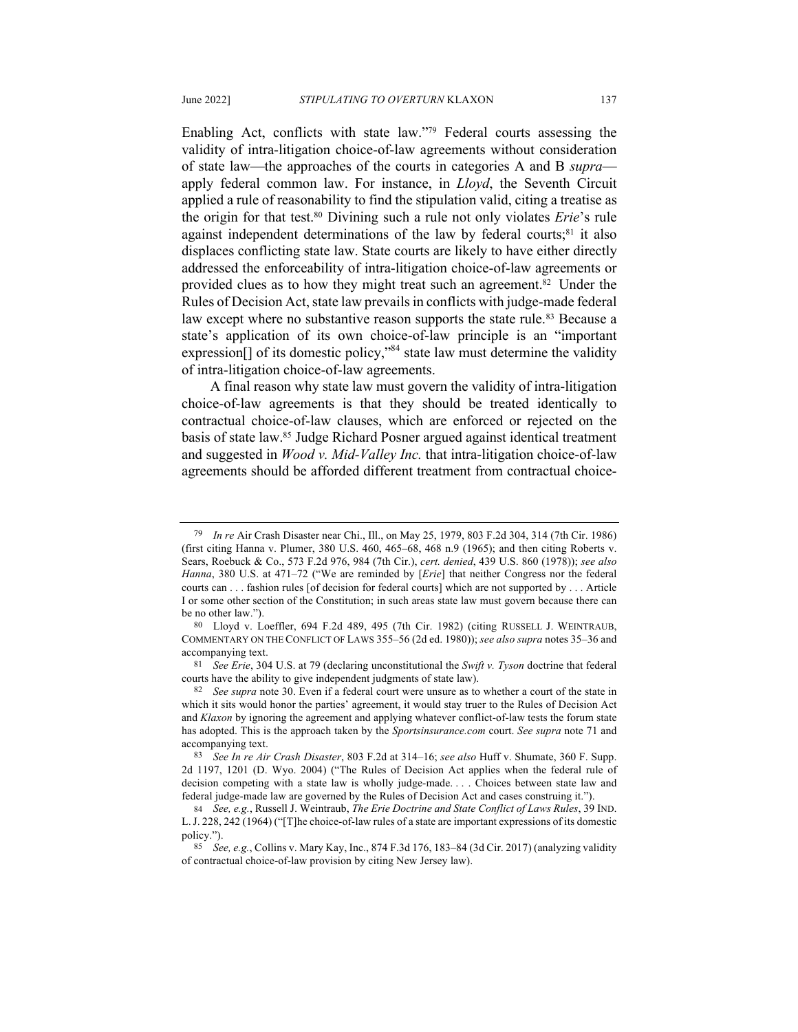Enabling Act, conflicts with state law."[79] Federal courts assessing the validity of intra-litigation choice-of-law agreements without consideration of state law—the approaches of the courts in categories A and B *supra*—apply federal common law. For instance, in *Lloyd*, the Seventh Circuit applied a rule of reasonability to find the stipulation valid, citing a treatise as the origin for that test.[80] Divining such a rule not only violates *Erie*'s rule against independent determinations of the law by federal courts;[81] it also displaces conflicting state law. State courts are likely to have either directly addressed the enforceability of intra-litigation choice-of-law agreements or provided clues as to how they might treat such an agreement.[82] Under the Rules of Decision Act, state law prevails in conflicts with judge-made federal law except where no substantive reason supports the state rule.[83] Because a state's application of its own choice-of-law principle is an "important expression[] of its domestic policy,"[84] state law must determine the validity of intra-litigation choice-of-law agreements.

A final reason why state law must govern the validity of intra-litigation choice-of-law agreements is that they should be treated identically to contractual choice-of-law clauses, which are enforced or rejected on the basis of state law.[85] Judge Richard Posner argued against identical treatment and suggested in *Wood v. Mid-Valley Inc.* that intra-litigation choice-of-law agreements should be afforded different treatment from contractual choice-

---

79 *In re* Air Crash Disaster near Chi., Ill., on May 25, 1979, 803 F.2d 304, 314 (7th Cir. 1986) (first citing Hanna v. Plumer, 380 U.S. 460, 465–68, 468 n.9 (1965); and then citing Roberts v. Sears, Roebuck & Co., 573 F.2d 976, 984 (7th Cir.), *cert. denied*, 439 U.S. 860 (1978)); *see also Hanna*, 380 U.S. at 471–72 ("We are reminded by [*Erie*] that neither Congress nor the federal courts can . . . fashion rules [of decision for federal courts] which are not supported by . . . Article I or some other section of the Constitution; in such areas state law must govern because there can be no other law.").

80 Lloyd v. Loeffler, 694 F.2d 489, 495 (7th Cir. 1982) (citing RUSSELL J. WEINTRAUB, COMMENTARY ON THE CONFLICT OF LAWS 355–56 (2d ed. 1980)); *see also supra* notes 35–36 and accompanying text.

81 *See Erie*, 304 U.S. at 79 (declaring unconstitutional the *Swift v. Tyson* doctrine that federal courts have the ability to give independent judgments of state law).

82 *See supra* note 30. Even if a federal court were unsure as to whether a court of the state in which it sits would honor the parties' agreement, it would stay truer to the Rules of Decision Act and *Klaxon* by ignoring the agreement and applying whatever conflict-of-law tests the forum state has adopted. This is the approach taken by the *Sportsinsurance.com* court. *See supra* note 71 and accompanying text.

83 *See In re Air Crash Disaster*, 803 F.2d at 314–16; *see also* Huff v. Shumate, 360 F. Supp. 2d 1197, 1201 (D. Wyo. 2004) ("The Rules of Decision Act applies when the federal rule of decision competing with a state law is wholly judge-made. . . . Choices between state law and federal judge-made law are governed by the Rules of Decision Act and cases construing it.").

84 *See, e.g.*, Russell J. Weintraub, *The Erie Doctrine and State Conflict of Laws Rules*, 39 IND. L. J. 228, 242 (1964) ("[T]he choice-of-law rules of a state are important expressions of its domestic policy.").

85 *See, e.g.*, Collins v. Mary Kay, Inc., 874 F.3d 176, 183–84 (3d Cir. 2017) (analyzing validity of contractual choice-of-law provision by citing New Jersey law).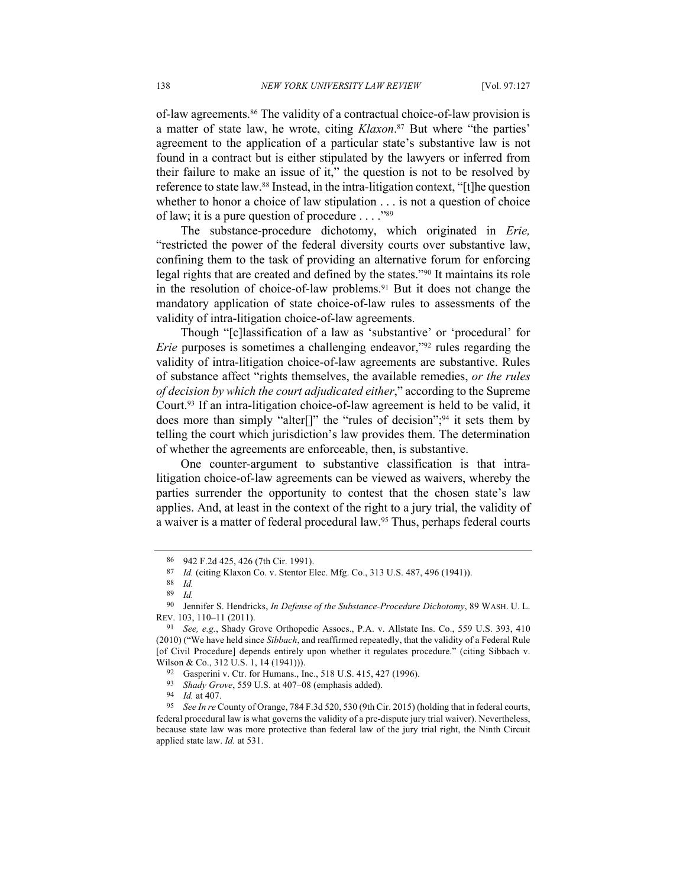of-law agreements.[86] The validity of a contractual choice-of-law provision is a matter of state law, he wrote, citing *Klaxon*.[87] But where "the parties' agreement to the application of a particular state's substantive law is not found in a contract but is either stipulated by the lawyers or inferred from their failure to make an issue of it," the question is not to be resolved by reference to state law.[88] Instead, in the intra-litigation context, "[t]he question whether to honor a choice of law stipulation . . . is not a question of choice of law; it is a pure question of procedure . . . ."[89]

The substance-procedure dichotomy, which originated in *Erie,* "restricted the power of the federal diversity courts over substantive law, confining them to the task of providing an alternative forum for enforcing legal rights that are created and defined by the states."[90] It maintains its role in the resolution of choice-of-law problems.[91] But it does not change the mandatory application of state choice-of-law rules to assessments of the validity of intra-litigation choice-of-law agreements.

Though "[c]lassification of a law as 'substantive' or 'procedural' for *Erie* purposes is sometimes a challenging endeavor,"[92] rules regarding the validity of intra-litigation choice-of-law agreements are substantive. Rules of substance affect "rights themselves, the available remedies, *or the rules of decision by which the court adjudicated either*," according to the Supreme Court.[93] If an intra-litigation choice-of-law agreement is held to be valid, it does more than simply "alter[]" the "rules of decision";[94] it sets them by telling the court which jurisdiction's law provides them. The determination of whether the agreements are enforceable, then, is substantive.

One counter-argument to substantive classification is that intra-litigation choice-of-law agreements can be viewed as waivers, whereby the parties surrender the opportunity to contest that the chosen state's law applies. And, at least in the context of the right to a jury trial, the validity of a waiver is a matter of federal procedural law.[95] Thus, perhaps federal courts

---

86 942 F.2d 425, 426 (7th Cir. 1991).

87 *Id.* (citing Klaxon Co. v. Stentor Elec. Mfg. Co., 313 U.S. 487, 496 (1941)).

88 *Id.*

89 *Id.*

90 Jennifer S. Hendricks, *In Defense of the Substance-Procedure Dichotomy*, 89 WASH. U. L. REV. 103, 110–11 (2011).

91 *See, e.g.*, Shady Grove Orthopedic Assocs., P.A. v. Allstate Ins. Co., 559 U.S. 393, 410 (2010) ("We have held since *Sibbach*, and reaffirmed repeatedly, that the validity of a Federal Rule [of Civil Procedure] depends entirely upon whether it regulates procedure." (citing Sibbach v. Wilson & Co., 312 U.S. 1, 14 (1941))).

92 Gasperini v. Ctr. for Humans., Inc., 518 U.S. 415, 427 (1996).

93 *Shady Grove*, 559 U.S. at 407–08 (emphasis added).

94 *Id.* at 407.

95 *See In re* County of Orange, 784 F.3d 520, 530 (9th Cir. 2015) (holding that in federal courts, federal procedural law is what governs the validity of a pre-dispute jury trial waiver). Nevertheless, because state law was more protective than federal law of the jury trial right, the Ninth Circuit applied state law. *Id.* at 531.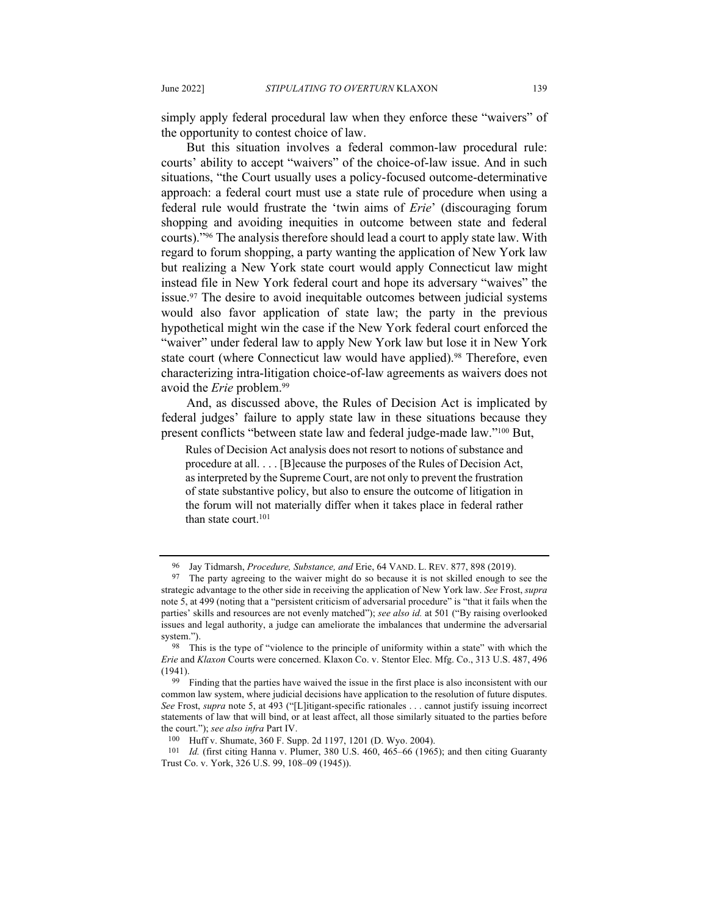simply apply federal procedural law when they enforce these "waivers" of the opportunity to contest choice of law.

But this situation involves a federal common-law procedural rule: courts' ability to accept "waivers" of the choice-of-law issue. And in such situations, "the Court usually uses a policy-focused outcome-determinative approach: a federal court must use a state rule of procedure when using a federal rule would frustrate the 'twin aims of *Erie*' (discouraging forum shopping and avoiding inequities in outcome between state and federal courts)."[96] The analysis therefore should lead a court to apply state law. With regard to forum shopping, a party wanting the application of New York law but realizing a New York state court would apply Connecticut law might instead file in New York federal court and hope its adversary "waives" the issue.[97] The desire to avoid inequitable outcomes between judicial systems would also favor application of state law; the party in the previous hypothetical might win the case if the New York federal court enforced the "waiver" under federal law to apply New York law but lose it in New York state court (where Connecticut law would have applied).[98] Therefore, even characterizing intra-litigation choice-of-law agreements as waivers does not avoid the *Erie* problem.[99]

And, as discussed above, the Rules of Decision Act is implicated by federal judges' failure to apply state law in these situations because they present conflicts "between state law and federal judge-made law."[100] But,

> Rules of Decision Act analysis does not resort to notions of substance and procedure at all. . . . [B]ecause the purposes of the Rules of Decision Act, as interpreted by the Supreme Court, are not only to prevent the frustration of state substantive policy, but also to ensure the outcome of litigation in the forum will not materially differ when it takes place in federal rather than state court.[101]

---

[96] Jay Tidmarsh, *Procedure, Substance, and* Erie, 64 VAND. L. REV. 877, 898 (2019).

[97] The party agreeing to the waiver might do so because it is not skilled enough to see the strategic advantage to the other side in receiving the application of New York law. *See* Frost, *supra* note 5, at 499 (noting that a "persistent criticism of adversarial procedure" is "that it fails when the parties' skills and resources are not evenly matched"); *see also id.* at 501 ("By raising overlooked issues and legal authority, a judge can ameliorate the imbalances that undermine the adversarial system.").

[98] This is the type of "violence to the principle of uniformity within a state" with which the *Erie* and *Klaxon* Courts were concerned. Klaxon Co. v. Stentor Elec. Mfg. Co., 313 U.S. 487, 496 (1941).

[99] Finding that the parties have waived the issue in the first place is also inconsistent with our common law system, where judicial decisions have application to the resolution of future disputes. *See* Frost, *supra* note 5, at 493 ("[L]itigant-specific rationales . . . cannot justify issuing incorrect statements of law that will bind, or at least affect, all those similarly situated to the parties before the court."); *see also infra* Part IV.

[100] Huff v. Shumate, 360 F. Supp. 2d 1197, 1201 (D. Wyo. 2004).

[101] *Id.* (first citing Hanna v. Plumer, 380 U.S. 460, 465–66 (1965); and then citing Guaranty Trust Co. v. York, 326 U.S. 99, 108–09 (1945)).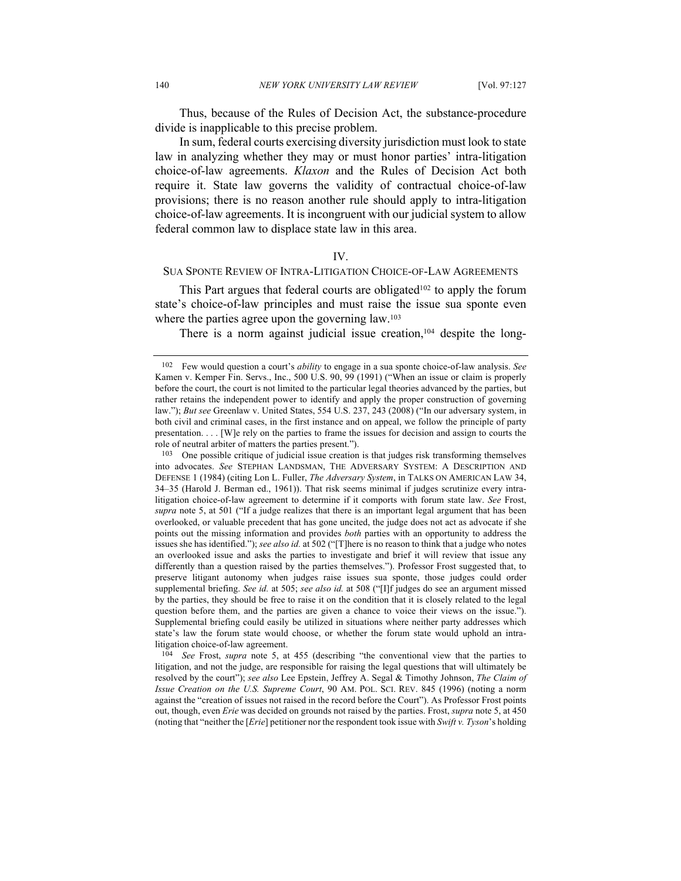Thus, because of the Rules of Decision Act, the substance-procedure divide is inapplicable to this precise problem.

In sum, federal courts exercising diversity jurisdiction must look to state law in analyzing whether they may or must honor parties' intra-litigation choice-of-law agreements. *Klaxon* and the Rules of Decision Act both require it. State law governs the validity of contractual choice-of-law provisions; there is no reason another rule should apply to intra-litigation choice-of-law agreements. It is incongruent with our judicial system to allow federal common law to displace state law in this area.

## IV. SUA SPONTE REVIEW OF INTRA-LITIGATION CHOICE-OF-LAW AGREEMENTS

This Part argues that federal courts are obligated[102] to apply the forum state's choice-of-law principles and must raise the issue sua sponte even where the parties agree upon the governing law.[103]

There is a norm against judicial issue creation,[104] despite the long-

---

102 Few would question a court's *ability* to engage in a sua sponte choice-of-law analysis. *See* Kamen v. Kemper Fin. Servs., Inc., 500 U.S. 90, 99 (1991) ("When an issue or claim is properly before the court, the court is not limited to the particular legal theories advanced by the parties, but rather retains the independent power to identify and apply the proper construction of governing law."); *But see* Greenlaw v. United States, 554 U.S. 237, 243 (2008) ("In our adversary system, in both civil and criminal cases, in the first instance and on appeal, we follow the principle of party presentation. . . . [W]e rely on the parties to frame the issues for decision and assign to courts the role of neutral arbiter of matters the parties present.").

103 One possible critique of judicial issue creation is that judges risk transforming themselves into advocates. *See* STEPHAN LANDSMAN, THE ADVERSARY SYSTEM: A DESCRIPTION AND DEFENSE 1 (1984) (citing Lon L. Fuller, *The Adversary System*, in TALKS ON AMERICAN LAW 34, 34–35 (Harold J. Berman ed., 1961)). That risk seems minimal if judges scrutinize every intra-litigation choice-of-law agreement to determine if it comports with forum state law. *See* Frost, *supra* note 5, at 501 ("If a judge realizes that there is an important legal argument that has been overlooked, or valuable precedent that has gone uncited, the judge does not act as advocate if she points out the missing information and provides *both* parties with an opportunity to address the issues she has identified."); *see also id.* at 502 ("[T]here is no reason to think that a judge who notes an overlooked issue and asks the parties to investigate and brief it will review that issue any differently than a question raised by the parties themselves."). Professor Frost suggested that, to preserve litigant autonomy when judges raise issues sua sponte, those judges could order supplemental briefing. *See id.* at 505; *see also id.* at 508 ("[I]f judges do see an argument missed by the parties, they should be free to raise it on the condition that it is closely related to the legal question before them, and the parties are given a chance to voice their views on the issue."). Supplemental briefing could easily be utilized in situations where neither party addresses which state's law the forum state would choose, or whether the forum state would uphold an intra-litigation choice-of-law agreement.

104 *See* Frost, *supra* note 5, at 455 (describing "the conventional view that the parties to litigation, and not the judge, are responsible for raising the legal questions that will ultimately be resolved by the court"); *see also* Lee Epstein, Jeffrey A. Segal & Timothy Johnson, *The Claim of Issue Creation on the U.S. Supreme Court*, 90 AM. POL. SCI. REV. 845 (1996) (noting a norm against the "creation of issues not raised in the record before the Court"). As Professor Frost points out, though, even *Erie* was decided on grounds not raised by the parties. Frost, *supra* note 5, at 450 (noting that "neither the [*Erie*] petitioner nor the respondent took issue with *Swift v. Tyson*'s holding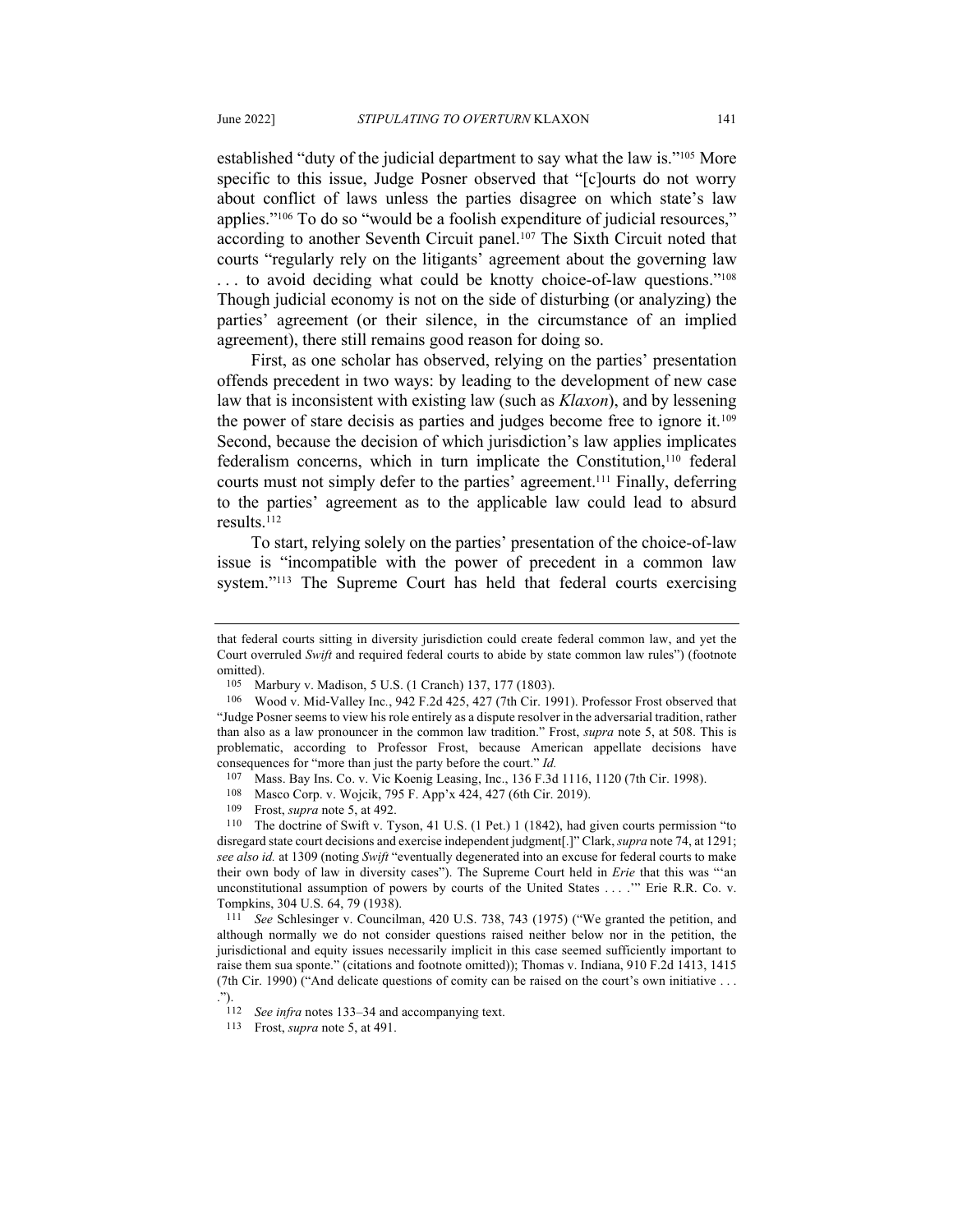established "duty of the judicial department to say what the law is."[105] More specific to this issue, Judge Posner observed that "[c]ourts do not worry about conflict of laws unless the parties disagree on which state's law applies."[106] To do so "would be a foolish expenditure of judicial resources," according to another Seventh Circuit panel.[107] The Sixth Circuit noted that courts "regularly rely on the litigants' agreement about the governing law . . . to avoid deciding what could be knotty choice-of-law questions."[108] Though judicial economy is not on the side of disturbing (or analyzing) the parties' agreement (or their silence, in the circumstance of an implied agreement), there still remains good reason for doing so.

First, as one scholar has observed, relying on the parties' presentation offends precedent in two ways: by leading to the development of new case law that is inconsistent with existing law (such as *Klaxon*), and by lessening the power of stare decisis as parties and judges become free to ignore it.[109] Second, because the decision of which jurisdiction's law applies implicates federalism concerns, which in turn implicate the Constitution,[110] federal courts must not simply defer to the parties' agreement.[111] Finally, deferring to the parties' agreement as to the applicable law could lead to absurd results.[112]

To start, relying solely on the parties' presentation of the choice-of-law issue is "incompatible with the power of precedent in a common law system."[113] The Supreme Court has held that federal courts exercising

---

that federal courts sitting in diversity jurisdiction could create federal common law, and yet the Court overruled *Swift* and required federal courts to abide by state common law rules") (footnote omitted).

105 Marbury v. Madison, 5 U.S. (1 Cranch) 137, 177 (1803).

106 Wood v. Mid-Valley Inc., 942 F.2d 425, 427 (7th Cir. 1991). Professor Frost observed that "Judge Posner seems to view his role entirely as a dispute resolver in the adversarial tradition, rather than also as a law pronouncer in the common law tradition." Frost, *supra* note 5, at 508. This is problematic, according to Professor Frost, because American appellate decisions have consequences for "more than just the party before the court." *Id.*

107 Mass. Bay Ins. Co. v. Vic Koenig Leasing, Inc., 136 F.3d 1116, 1120 (7th Cir. 1998).

108 Masco Corp. v. Wojcik, 795 F. App'x 424, 427 (6th Cir. 2019).

109 Frost, *supra* note 5, at 492.

110 The doctrine of Swift v. Tyson, 41 U.S. (1 Pet.) 1 (1842), had given courts permission "to disregard state court decisions and exercise independent judgment[.]" Clark, *supra* note 74, at 1291; *see also id.* at 1309 (noting *Swift* "eventually degenerated into an excuse for federal courts to make their own body of law in diversity cases"). The Supreme Court held in *Erie* that this was "'an unconstitutional assumption of powers by courts of the United States . . . .'" Erie R.R. Co. v. Tompkins, 304 U.S. 64, 79 (1938).

111 *See* Schlesinger v. Councilman, 420 U.S. 738, 743 (1975) ("We granted the petition, and although normally we do not consider questions raised neither below nor in the petition, the jurisdictional and equity issues necessarily implicit in this case seemed sufficiently important to raise them sua sponte." (citations and footnote omitted)); Thomas v. Indiana, 910 F.2d 1413, 1415 (7th Cir. 1990) ("And delicate questions of comity can be raised on the court's own initiative . . . .").

112 *See infra* notes 133–34 and accompanying text.

113 Frost, *supra* note 5, at 491.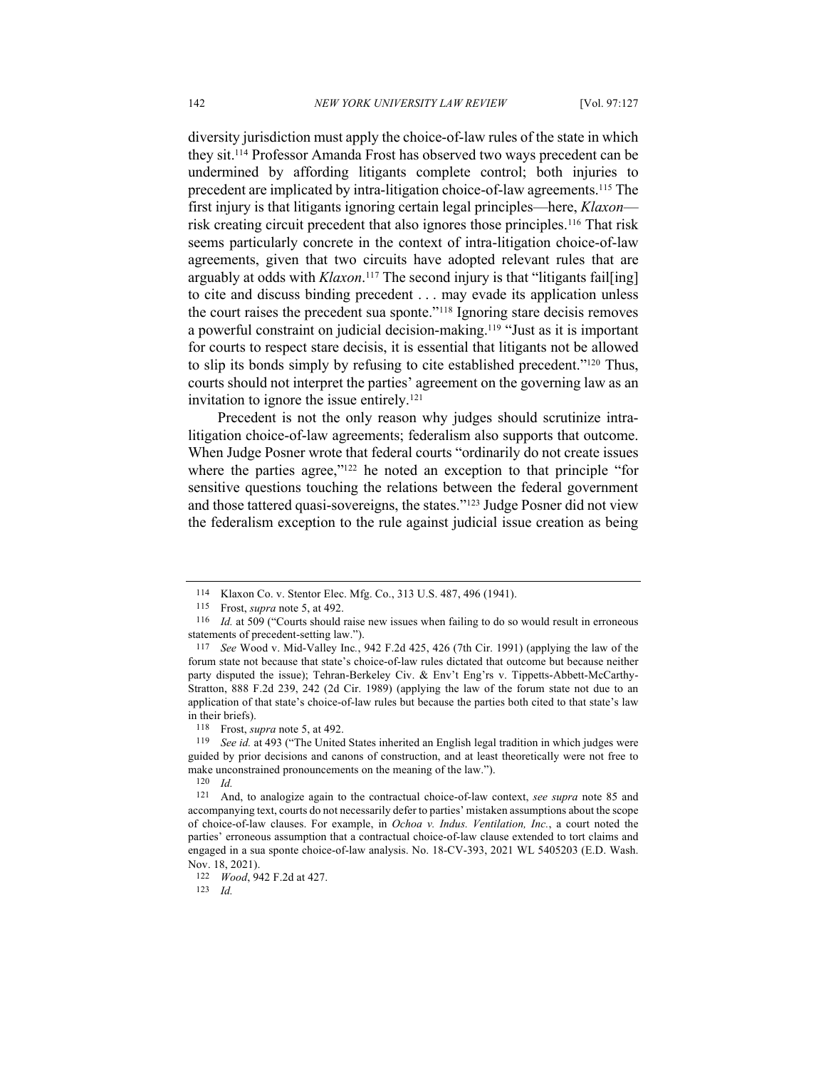diversity jurisdiction must apply the choice-of-law rules of the state in which they sit.[114] Professor Amanda Frost has observed two ways precedent can be undermined by affording litigants complete control; both injuries to precedent are implicated by intra-litigation choice-of-law agreements.[115] The first injury is that litigants ignoring certain legal principles—here, *Klaxon*—risk creating circuit precedent that also ignores those principles.[116] That risk seems particularly concrete in the context of intra-litigation choice-of-law agreements, given that two circuits have adopted relevant rules that are arguably at odds with *Klaxon*.[117] The second injury is that "litigants fail[ing] to cite and discuss binding precedent . . . may evade its application unless the court raises the precedent sua sponte."[118] Ignoring stare decisis removes a powerful constraint on judicial decision-making.[119] "Just as it is important for courts to respect stare decisis, it is essential that litigants not be allowed to slip its bonds simply by refusing to cite established precedent."[120] Thus, courts should not interpret the parties' agreement on the governing law as an invitation to ignore the issue entirely.[121]

Precedent is not the only reason why judges should scrutinize intra-litigation choice-of-law agreements; federalism also supports that outcome. When Judge Posner wrote that federal courts "ordinarily do not create issues where the parties agree,"[122] he noted an exception to that principle "for sensitive questions touching the relations between the federal government and those tattered quasi-sovereigns, the states."[123] Judge Posner did not view the federalism exception to the rule against judicial issue creation as being

---

114 Klaxon Co. v. Stentor Elec. Mfg. Co., 313 U.S. 487, 496 (1941).

115 Frost, *supra* note 5, at 492.

116 *Id.* at 509 ("Courts should raise new issues when failing to do so would result in erroneous statements of precedent-setting law.").

117 *See* Wood v. Mid-Valley Inc., 942 F.2d 425, 426 (7th Cir. 1991) (applying the law of the forum state not because that state's choice-of-law rules dictated that outcome but because neither party disputed the issue); Tehran-Berkeley Civ. & Env't Eng'rs v. Tippetts-Abbett-McCarthy-Stratton, 888 F.2d 239, 242 (2d Cir. 1989) (applying the law of the forum state not due to an application of that state's choice-of-law rules but because the parties both cited to that state's law in their briefs).

118 Frost, *supra* note 5, at 492.

119 *See id.* at 493 ("The United States inherited an English legal tradition in which judges were guided by prior decisions and canons of construction, and at least theoretically were not free to make unconstrained pronouncements on the meaning of the law.").

120 *Id.*

121 And, to analogize again to the contractual choice-of-law context, *see supra* note 85 and accompanying text, courts do not necessarily defer to parties' mistaken assumptions about the scope of choice-of-law clauses. For example, in *Ochoa v. Indus. Ventilation, Inc.*, a court noted the parties' erroneous assumption that a contractual choice-of-law clause extended to tort claims and engaged in a sua sponte choice-of-law analysis. No. 18-CV-393, 2021 WL 5405203 (E.D. Wash. Nov. 18, 2021).

122 *Wood*, 942 F.2d at 427.

123 *Id.*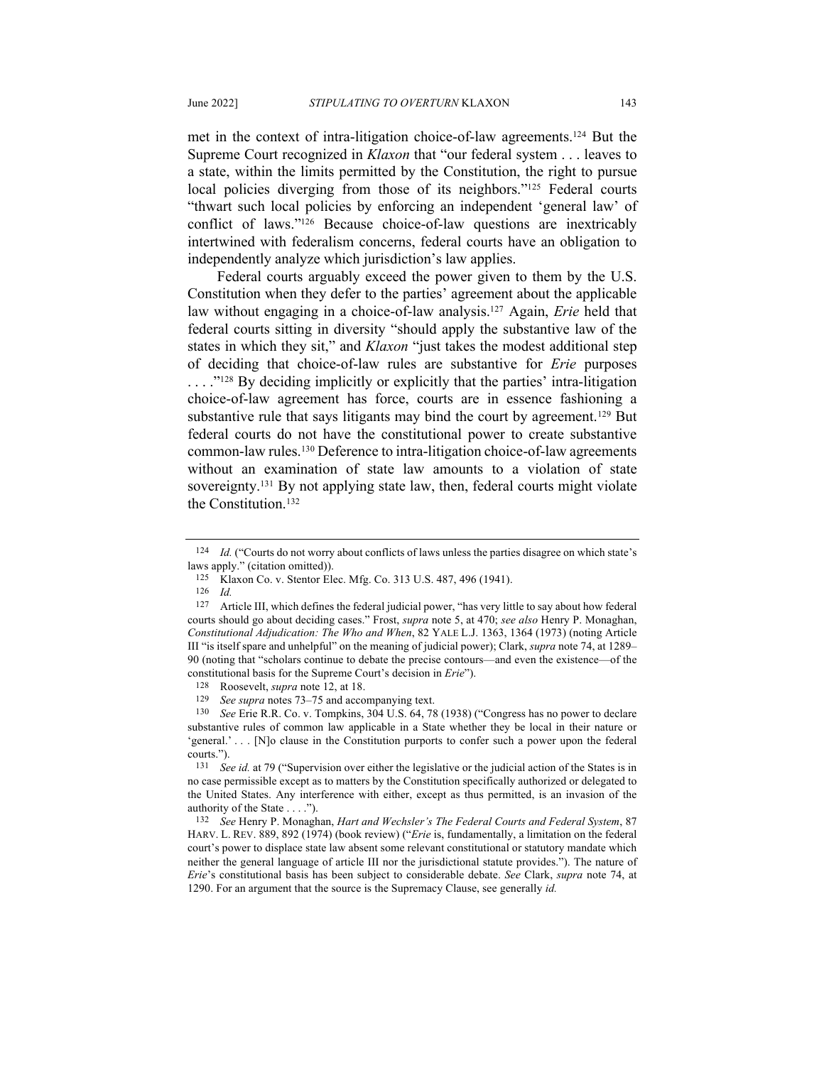met in the context of intra-litigation choice-of-law agreements.[124] But the Supreme Court recognized in *Klaxon* that "our federal system . . . leaves to a state, within the limits permitted by the Constitution, the right to pursue local policies diverging from those of its neighbors."[125] Federal courts "thwart such local policies by enforcing an independent 'general law' of conflict of laws."[126] Because choice-of-law questions are inextricably intertwined with federalism concerns, federal courts have an obligation to independently analyze which jurisdiction's law applies.

Federal courts arguably exceed the power given to them by the U.S. Constitution when they defer to the parties' agreement about the applicable law without engaging in a choice-of-law analysis.[127] Again, *Erie* held that federal courts sitting in diversity "should apply the substantive law of the states in which they sit," and *Klaxon* "just takes the modest additional step of deciding that choice-of-law rules are substantive for *Erie* purposes . . . ."[128] By deciding implicitly or explicitly that the parties' intra-litigation choice-of-law agreement has force, courts are in essence fashioning a substantive rule that says litigants may bind the court by agreement.[129] But federal courts do not have the constitutional power to create substantive common-law rules.[130] Deference to intra-litigation choice-of-law agreements without an examination of state law amounts to a violation of state sovereignty.[131] By not applying state law, then, federal courts might violate the Constitution.[132]

---

[124] *Id.* ("Courts do not worry about conflicts of laws unless the parties disagree on which state's laws apply." (citation omitted)).

[125] Klaxon Co. v. Stentor Elec. Mfg. Co. 313 U.S. 487, 496 (1941).

[126] *Id.*

[127] Article III, which defines the federal judicial power, "has very little to say about how federal courts should go about deciding cases." Frost, *supra* note 5, at 470; *see also* Henry P. Monaghan, *Constitutional Adjudication: The Who and When*, 82 YALE L.J. 1363, 1364 (1973) (noting Article III "is itself spare and unhelpful" on the meaning of judicial power); Clark, *supra* note 74, at 1289–90 (noting that "scholars continue to debate the precise contours—and even the existence—of the constitutional basis for the Supreme Court's decision in *Erie*").

[128] Roosevelt, *supra* note 12, at 18.

[129] *See supra* notes 73–75 and accompanying text.

[130] *See* Erie R.R. Co. v. Tompkins, 304 U.S. 64, 78 (1938) ("Congress has no power to declare substantive rules of common law applicable in a State whether they be local in their nature or 'general.' . . . [N]o clause in the Constitution purports to confer such a power upon the federal courts.").

[131] *See id.* at 79 ("Supervision over either the legislative or the judicial action of the States is in no case permissible except as to matters by the Constitution specifically authorized or delegated to the United States. Any interference with either, except as thus permitted, is an invasion of the authority of the State . . . .").

[132] *See* Henry P. Monaghan, *Hart and Wechsler's The Federal Courts and Federal System*, 87 HARV. L. REV. 889, 892 (1974) (book review) ("*Erie* is, fundamentally, a limitation on the federal court's power to displace state law absent some relevant constitutional or statutory mandate which neither the general language of article III nor the jurisdictional statute provides."). The nature of *Erie*'s constitutional basis has been subject to considerable debate. *See* Clark, *supra* note 74, at 1290. For an argument that the source is the Supremacy Clause, see generally *id.*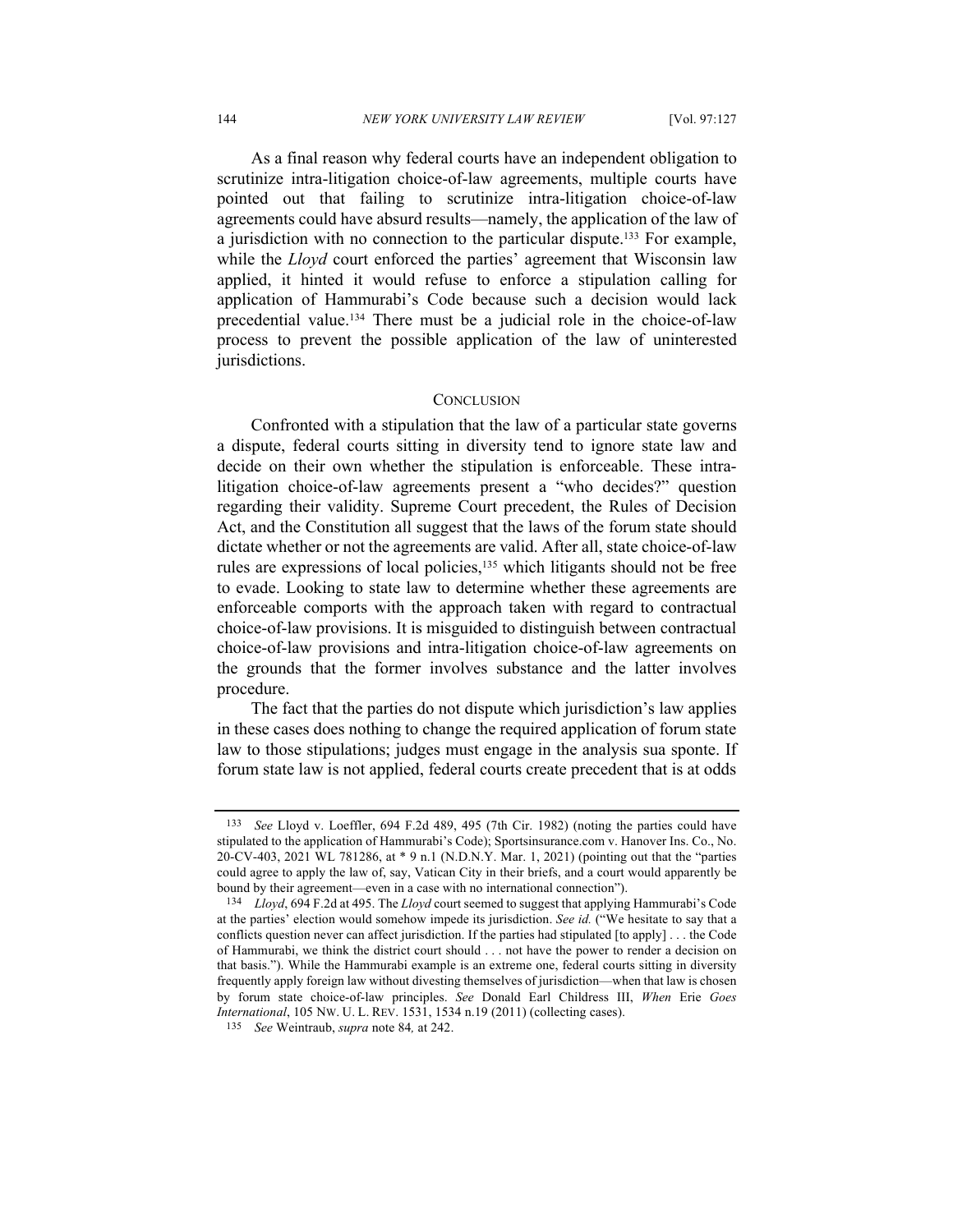As a final reason why federal courts have an independent obligation to scrutinize intra-litigation choice-of-law agreements, multiple courts have pointed out that failing to scrutinize intra-litigation choice-of-law agreements could have absurd results—namely, the application of the law of a jurisdiction with no connection to the particular dispute.[133] For example, while the *Lloyd* court enforced the parties' agreement that Wisconsin law applied, it hinted it would refuse to enforce a stipulation calling for application of Hammurabi's Code because such a decision would lack precedential value.[134] There must be a judicial role in the choice-of-law process to prevent the possible application of the law of uninterested jurisdictions.

## Conclusion

Confronted with a stipulation that the law of a particular state governs a dispute, federal courts sitting in diversity tend to ignore state law and decide on their own whether the stipulation is enforceable. These intra-litigation choice-of-law agreements present a "who decides?" question regarding their validity. Supreme Court precedent, the Rules of Decision Act, and the Constitution all suggest that the laws of the forum state should dictate whether or not the agreements are valid. After all, state choice-of-law rules are expressions of local policies,[135] which litigants should not be free to evade. Looking to state law to determine whether these agreements are enforceable comports with the approach taken with regard to contractual choice-of-law provisions. It is misguided to distinguish between contractual choice-of-law provisions and intra-litigation choice-of-law agreements on the grounds that the former involves substance and the latter involves procedure.

The fact that the parties do not dispute which jurisdiction's law applies in these cases does nothing to change the required application of forum state law to those stipulations; judges must engage in the analysis sua sponte. If forum state law is not applied, federal courts create precedent that is at odds

---

[133] *See* Lloyd v. Loeffler, 694 F.2d 489, 495 (7th Cir. 1982) (noting the parties could have stipulated to the application of Hammurabi's Code); Sportsinsurance.com v. Hanover Ins. Co., No. 20-CV-403, 2021 WL 781286, at * 9 n.1 (N.D.N.Y. Mar. 1, 2021) (pointing out that the "parties could agree to apply the law of, say, Vatican City in their briefs, and a court would apparently be bound by their agreement—even in a case with no international connection").

[134] *Lloyd*, 694 F.2d at 495. The *Lloyd* court seemed to suggest that applying Hammurabi's Code at the parties' election would somehow impede its jurisdiction. *See id.* ("We hesitate to say that a conflicts question never can affect jurisdiction. If the parties had stipulated [to apply] . . . the Code of Hammurabi, we think the district court should . . . not have the power to render a decision on that basis."). While the Hammurabi example is an extreme one, federal courts sitting in diversity frequently apply foreign law without divesting themselves of jurisdiction—when that law is chosen by forum state choice-of-law principles. *See* Donald Earl Childress III, *When* Erie *Goes International*, 105 NW. U. L. REV. 1531, 1534 n.19 (2011) (collecting cases).

[135] *See* Weintraub, *supra* note 84*,* at 242.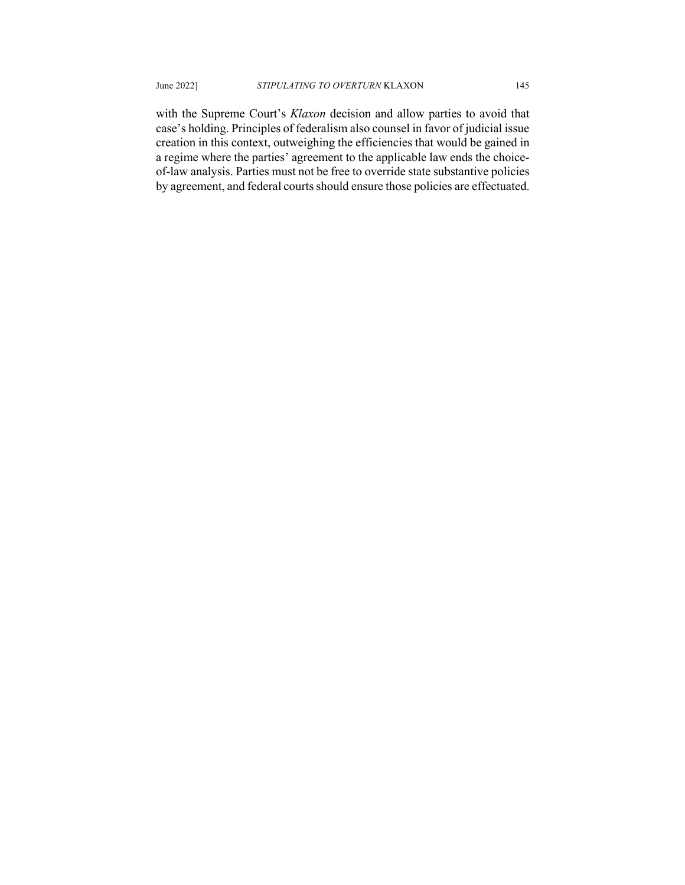with the Supreme Court's *Klaxon* decision and allow parties to avoid that case's holding. Principles of federalism also counsel in favor of judicial issue creation in this context, outweighing the efficiencies that would be gained in a regime where the parties' agreement to the applicable law ends the choice-of-law analysis. Parties must not be free to override state substantive policies by agreement, and federal courts should ensure those policies are effectuated.